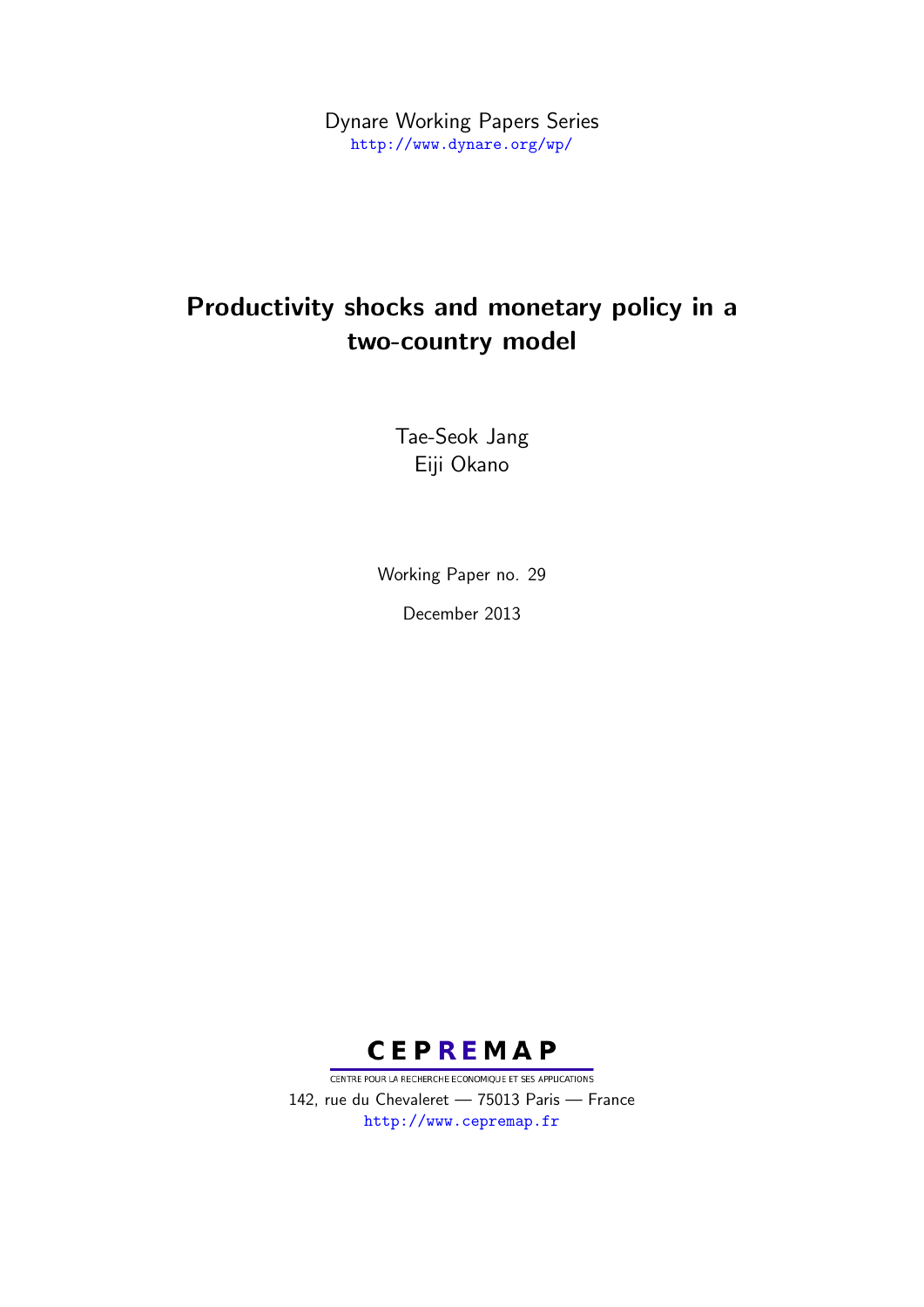Dynare Working Papers Series
http://www.dynare.org/wp/

# Productivity shocks and monetary policy in a two-country model

Tae-Seok Jang
Eiji Okano

Working Paper no. 29

December 2013

CEPREMAP

CENTRE POUR LA RECHERCHE ECONOMIQUE ET SES APPLICATIONS
142, rue du Chevaleret — 75013 Paris — France
http://www.cepremap.fr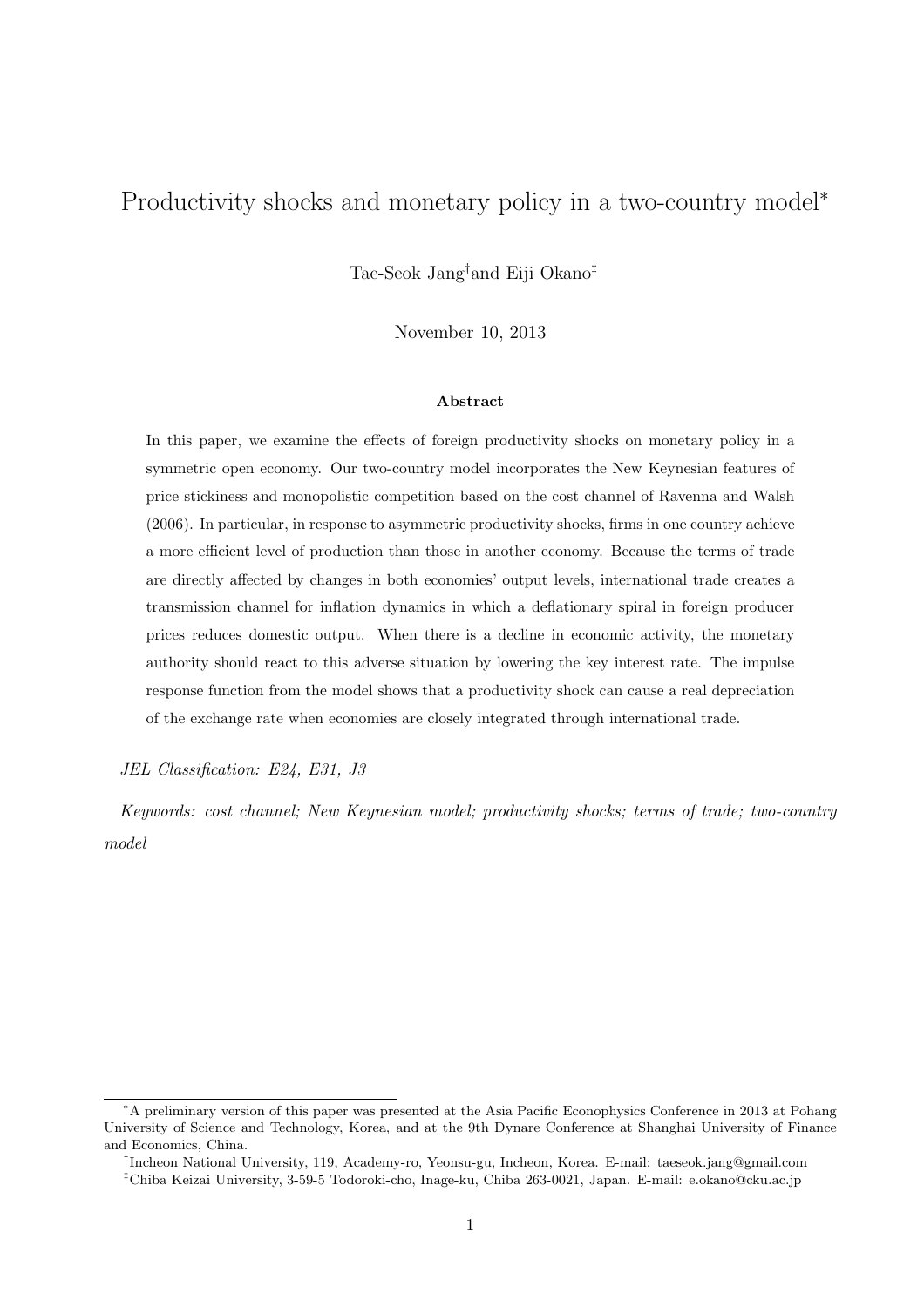# Productivity shocks and monetary policy in a two-country model*

Tae-Seok Jang† and Eiji Okano‡

November 10, 2013

### Abstract

In this paper, we examine the effects of foreign productivity shocks on monetary policy in a symmetric open economy. Our two-country model incorporates the New Keynesian features of price stickiness and monopolistic competition based on the cost channel of Ravenna and Walsh (2006). In particular, in response to asymmetric productivity shocks, firms in one country achieve a more efficient level of production than those in another economy. Because the terms of trade are directly affected by changes in both economies' output levels, international trade creates a transmission channel for inflation dynamics in which a deflationary spiral in foreign producer prices reduces domestic output. When there is a decline in economic activity, the monetary authority should react to this adverse situation by lowering the key interest rate. The impulse response function from the model shows that a productivity shock can cause a real depreciation of the exchange rate when economies are closely integrated through international trade.

*JEL Classification: E24, E31, J3*

*Keywords: cost channel; New Keynesian model; productivity shocks; terms of trade; two-country model*

---

*A preliminary version of this paper was presented at the Asia Pacific Econophysics Conference in 2013 at Pohang University of Science and Technology, Korea, and at the 9th Dynare Conference at Shanghai University of Finance and Economics, China.

†Incheon National University, 119, Academy-ro, Yeonsu-gu, Incheon, Korea. E-mail: taeseok.jang@gmail.com

‡Chiba Keizai University, 3-59-5 Todoroki-cho, Inage-ku, Chiba 263-0021, Japan. E-mail: e.okano@cku.ac.jp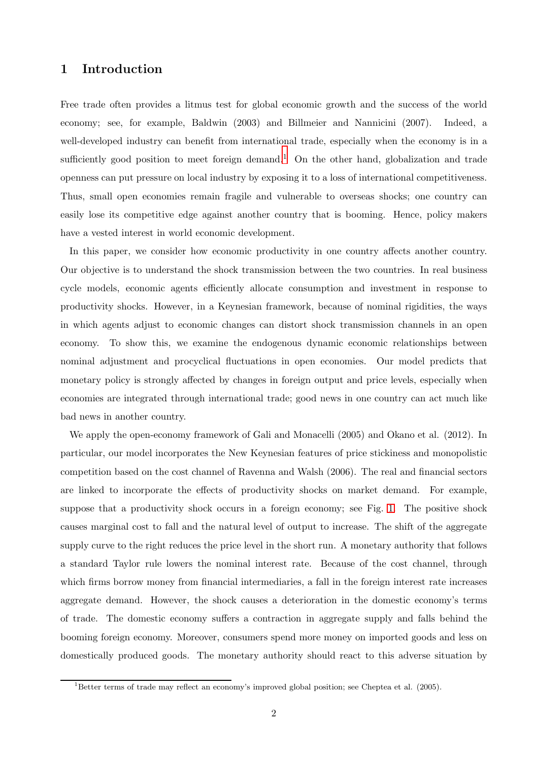# 1 Introduction

Free trade often provides a litmus test for global economic growth and the success of the world economy; see, for example, Baldwin (2003) and Billmeier and Nannicini (2007). Indeed, a well-developed industry can benefit from international trade, especially when the economy is in a sufficiently good position to meet foreign demand.[1] On the other hand, globalization and trade openness can put pressure on local industry by exposing it to a loss of international competitiveness. Thus, small open economies remain fragile and vulnerable to overseas shocks; one country can easily lose its competitive edge against another country that is booming. Hence, policy makers have a vested interest in world economic development.

In this paper, we consider how economic productivity in one country affects another country. Our objective is to understand the shock transmission between the two countries. In real business cycle models, economic agents efficiently allocate consumption and investment in response to productivity shocks. However, in a Keynesian framework, because of nominal rigidities, the ways in which agents adjust to economic changes can distort shock transmission channels in an open economy. To show this, we examine the endogenous dynamic economic relationships between nominal adjustment and procyclical fluctuations in open economies. Our model predicts that monetary policy is strongly affected by changes in foreign output and price levels, especially when economies are integrated through international trade; good news in one country can act much like bad news in another country.

We apply the open-economy framework of Gali and Monacelli (2005) and Okano et al. (2012). In particular, our model incorporates the New Keynesian features of price stickiness and monopolistic competition based on the cost channel of Ravenna and Walsh (2006). The real and financial sectors are linked to incorporate the effects of productivity shocks on market demand. For example, suppose that a productivity shock occurs in a foreign economy; see Fig. 1. The positive shock causes marginal cost to fall and the natural level of output to increase. The shift of the aggregate supply curve to the right reduces the price level in the short run. A monetary authority that follows a standard Taylor rule lowers the nominal interest rate. Because of the cost channel, through which firms borrow money from financial intermediaries, a fall in the foreign interest rate increases aggregate demand. However, the shock causes a deterioration in the domestic economy's terms of trade. The domestic economy suffers a contraction in aggregate supply and falls behind the booming foreign economy. Moreover, consumers spend more money on imported goods and less on domestically produced goods. The monetary authority should react to this adverse situation by

[1] Better terms of trade may reflect an economy's improved global position; see Cheptea et al. (2005).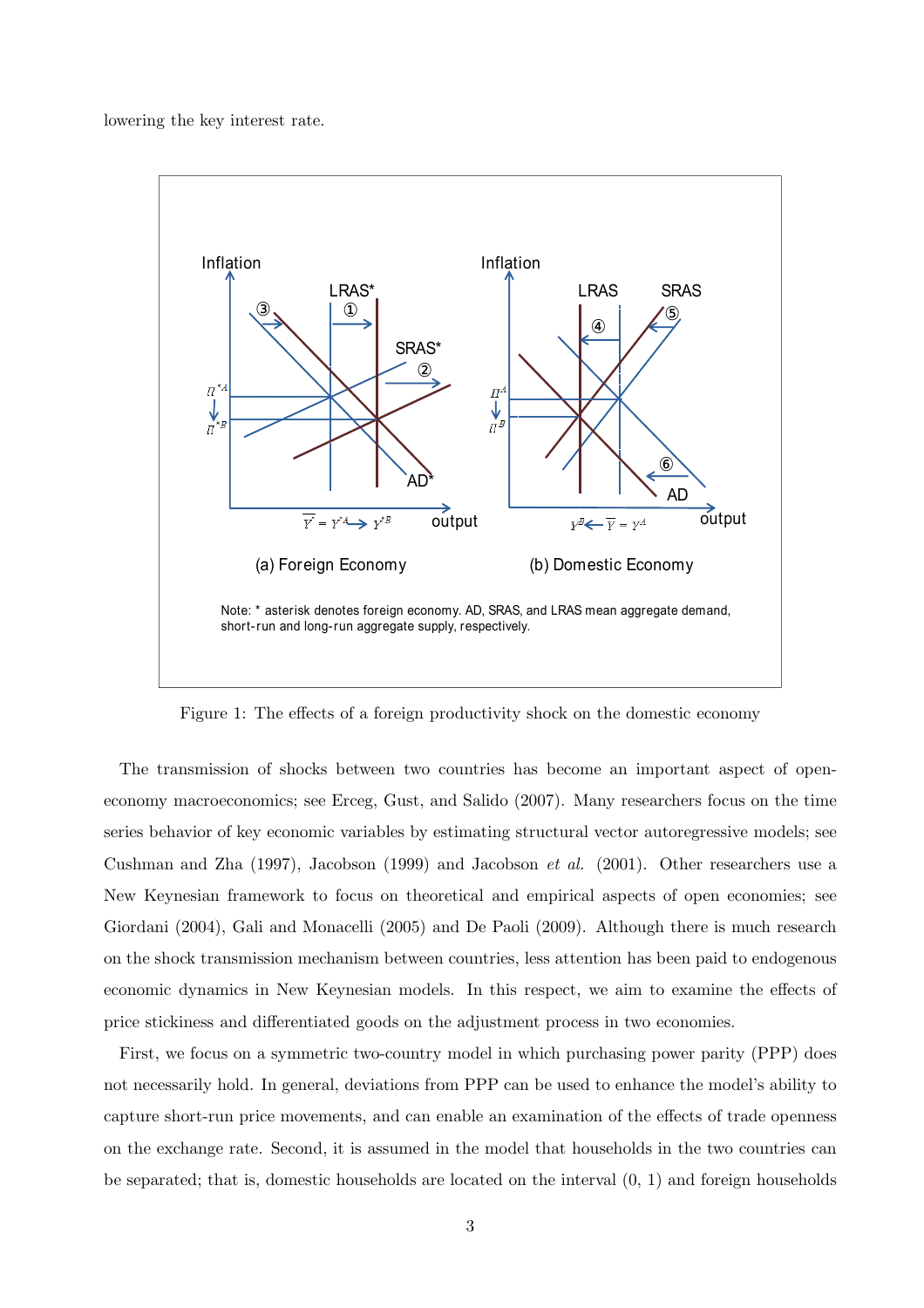lowering the key interest rate.

Note: * asterisk denotes foreign economy. AD, SRAS, and LRAS mean aggregate demand, short-run and long-run aggregate supply, respectively.

Figure 1: The effects of a foreign productivity shock on the domestic economy

The transmission of shocks between two countries has become an important aspect of open-economy macroeconomics; see Erceg, Gust, and Salido (2007). Many researchers focus on the time series behavior of key economic variables by estimating structural vector autoregressive models; see Cushman and Zha (1997), Jacobson (1999) and Jacobson *et al.* (2001). Other researchers use a New Keynesian framework to focus on theoretical and empirical aspects of open economies; see Giordani (2004), Gali and Monacelli (2005) and De Paoli (2009). Although there is much research on the shock transmission mechanism between countries, less attention has been paid to endogenous economic dynamics in New Keynesian models. In this respect, we aim to examine the effects of price stickiness and differentiated goods on the adjustment process in two economies.

First, we focus on a symmetric two-country model in which purchasing power parity (PPP) does not necessarily hold. In general, deviations from PPP can be used to enhance the model's ability to capture short-run price movements, and can enable an examination of the effects of trade openness on the exchange rate. Second, it is assumed in the model that households in the two countries can be separated; that is, domestic households are located on the interval (0, 1) and foreign households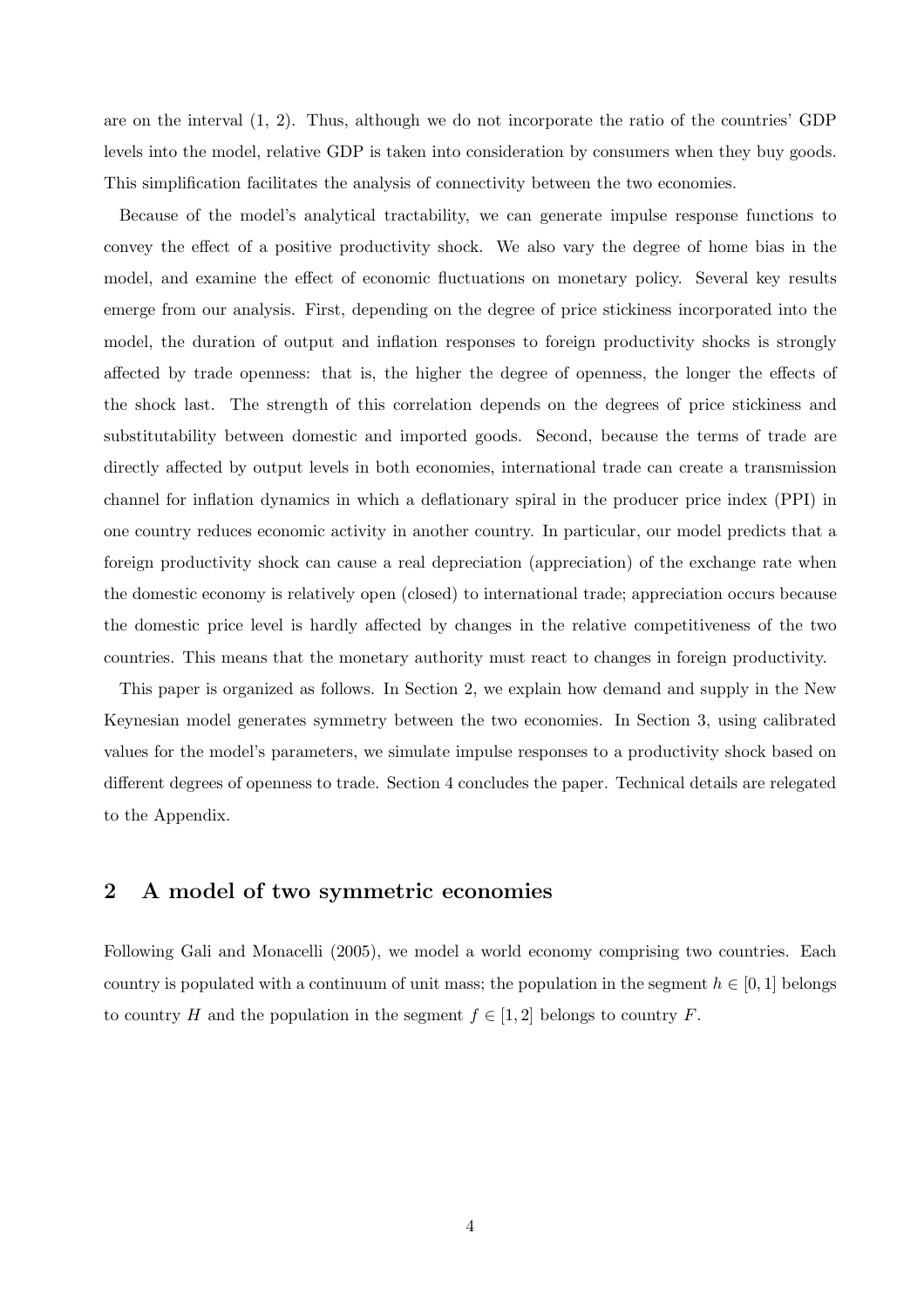are on the interval (1, 2). Thus, although we do not incorporate the ratio of the countries' GDP levels into the model, relative GDP is taken into consideration by consumers when they buy goods. This simplification facilitates the analysis of connectivity between the two economies.

Because of the model's analytical tractability, we can generate impulse response functions to convey the effect of a positive productivity shock. We also vary the degree of home bias in the model, and examine the effect of economic fluctuations on monetary policy. Several key results emerge from our analysis. First, depending on the degree of price stickiness incorporated into the model, the duration of output and inflation responses to foreign productivity shocks is strongly affected by trade openness: that is, the higher the degree of openness, the longer the effects of the shock last. The strength of this correlation depends on the degrees of price stickiness and substitutability between domestic and imported goods. Second, because the terms of trade are directly affected by output levels in both economies, international trade can create a transmission channel for inflation dynamics in which a deflationary spiral in the producer price index (PPI) in one country reduces economic activity in another country. In particular, our model predicts that a foreign productivity shock can cause a real depreciation (appreciation) of the exchange rate when the domestic economy is relatively open (closed) to international trade; appreciation occurs because the domestic price level is hardly affected by changes in the relative competitiveness of the two countries. This means that the monetary authority must react to changes in foreign productivity.

This paper is organized as follows. In Section 2, we explain how demand and supply in the New Keynesian model generates symmetry between the two economies. In Section 3, using calibrated values for the model's parameters, we simulate impulse responses to a productivity shock based on different degrees of openness to trade. Section 4 concludes the paper. Technical details are relegated to the Appendix.

## 2 A model of two symmetric economies

Following Gali and Monacelli (2005), we model a world economy comprising two countries. Each country is populated with a continuum of unit mass; the population in the segment $h \in [0, 1]$ belongs to country $H$ and the population in the segment $f \in [1, 2]$ belongs to country $F$.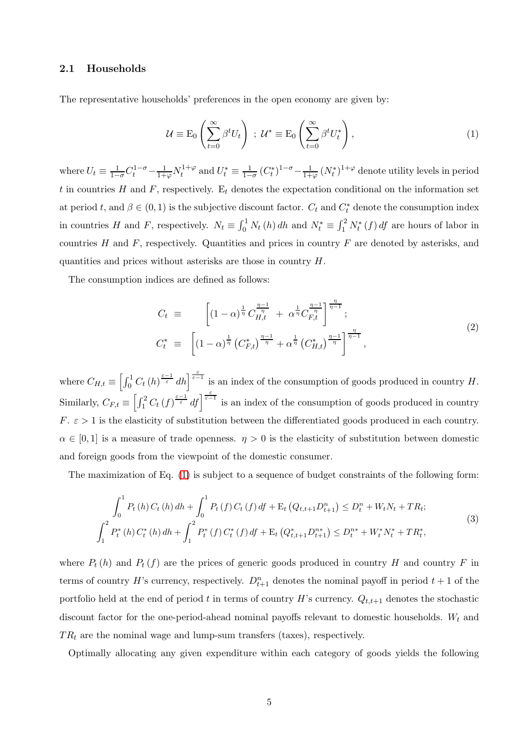### 2.1 Households

The representative households' preferences in the open economy are given by:

$$\mathcal{U} \equiv \mathrm{E}_0 \left( \sum_{t=0}^{\infty} \beta^t U_t \right) \; ; \; \mathcal{U}^* \equiv \mathrm{E}_0 \left( \sum_{t=0}^{\infty} \beta^t U_t^* \right), \tag{1}$$

where $U_t \equiv \frac{1}{1-\sigma} C_t^{1-\sigma} - \frac{1}{1+\varphi} N_t^{1+\varphi}$ and $U_t^* \equiv \frac{1}{1-\sigma} \left(C_t^*\right)^{1-\sigma} - \frac{1}{1+\varphi} \left(N_t^*\right)^{1+\varphi}$ denote utility levels in period $t$ in countries $H$ and $F$, respectively. $\mathrm{E}_t$ denotes the expectation conditional on the information set at period $t$, and $\beta \in (0,1)$ is the subjective discount factor. $C_t$ and $C_t^*$ denote the consumption index in countries $H$ and $F$, respectively. $N_t \equiv \int_0^1 N_t(h)\, dh$ and $N_t^* \equiv \int_1^2 N_t^*(f)\, df$ are hours of labor in countries $H$ and $F$, respectively. Quantities and prices in country $F$ are denoted by asterisks, and quantities and prices without asterisks are those in country $H$.

The consumption indices are defined as follows:

$$\begin{aligned} C_t &\equiv \left[ (1-\alpha)^{\frac{1}{\eta}} C_{H,t}^{\frac{\eta-1}{\eta}} + \alpha^{\frac{1}{\eta}} C_{F,t}^{\frac{\eta-1}{\eta}} \right]^{\frac{\eta}{\eta-1}}; \\ C_t^* &\equiv \left[ (1-\alpha)^{\frac{1}{\eta}} \left(C_{F,t}^*\right)^{\frac{\eta-1}{\eta}} + \alpha^{\frac{1}{\eta}} \left(C_{H,t}^*\right)^{\frac{\eta-1}{\eta}} \right]^{\frac{\eta}{\eta-1}}, \end{aligned} \tag{2}$$

where $C_{H,t} \equiv \left[ \int_0^1 C_t(h)^{\frac{\varepsilon-1}{\varepsilon}} dh \right]^{\frac{\varepsilon}{\varepsilon-1}}$ is an index of the consumption of goods produced in country $H$. Similarly, $C_{F,t} \equiv \left[ \int_1^2 C_t(f)^{\frac{\varepsilon-1}{\varepsilon}} df \right]^{\frac{\varepsilon}{\varepsilon-1}}$ is an index of the consumption of goods produced in country $F$. $\varepsilon > 1$ is the elasticity of substitution between the differentiated goods produced in each country. $\alpha \in [0,1]$ is a measure of trade openness. $\eta > 0$ is the elasticity of substitution between domestic and foreign goods from the viewpoint of the domestic consumer.

The maximization of Eq. (1) is subject to a sequence of budget constraints of the following form:

$$\begin{aligned} \int_0^1 P_t(h)\, C_t(h)\, dh + \int_0^1 P_t(f)\, C_t(f)\, df + \mathrm{E}_t\left(Q_{t,t+1} D_{t+1}^n\right) &\leq D_t^n + W_t N_t + TR_t; \\ \int_1^2 P_t^*(h)\, C_t^*(h)\, dh + \int_1^2 P_t^*(f)\, C_t^*(f)\, df + \mathrm{E}_t\left(Q_{t,t+1}^* D_{t+1}^{n*}\right) &\leq D_t^{n*} + W_t^* N_t^* + TR_t^*, \end{aligned} \tag{3}$$

where $P_t(h)$ and $P_t(f)$ are the prices of generic goods produced in country $H$ and country $F$ in terms of country $H$'s currency, respectively. $D_{t+1}^n$ denotes the nominal payoff in period $t+1$ of the portfolio held at the end of period $t$ in terms of country $H$'s currency. $Q_{t,t+1}$ denotes the stochastic discount factor for the one-period-ahead nominal payoffs relevant to domestic households. $W_t$ and $TR_t$ are the nominal wage and lump-sum transfers (taxes), respectively.

Optimally allocating any given expenditure within each category of goods yields the following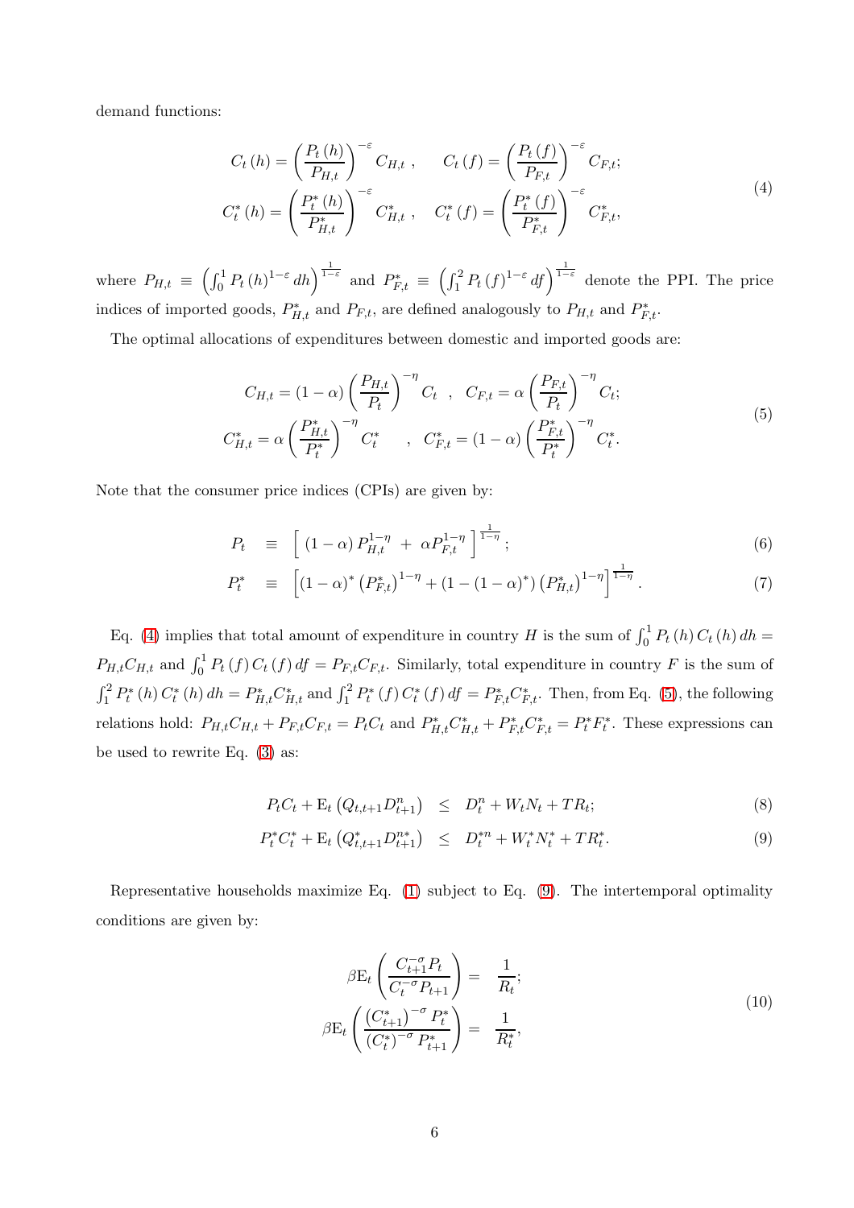demand functions:

$$
\begin{aligned}
C_t(h) &= \left(\frac{P_t(h)}{P_{H,t}}\right)^{-\varepsilon} C_{H,t}\,, \quad C_t(f) = \left(\frac{P_t(f)}{P_{F,t}}\right)^{-\varepsilon} C_{F,t}; \\
C_t^*(h) &= \left(\frac{P_t^*(h)}{P_{H,t}^*}\right)^{-\varepsilon} C_{H,t}^*\,, \quad C_t^*(f) = \left(\frac{P_t^*(f)}{P_{F,t}^*}\right)^{-\varepsilon} C_{F,t}^*,
\end{aligned}
\tag{4}
$$

where $P_{H,t} \equiv \left(\int_0^1 P_t(h)^{1-\varepsilon} dh\right)^{\frac{1}{1-\varepsilon}}$ and $P_{F,t}^* \equiv \left(\int_1^2 P_t(f)^{1-\varepsilon} df\right)^{\frac{1}{1-\varepsilon}}$ denote the PPI. The price indices of imported goods, $P_{H,t}^*$ and $P_{F,t}$, are defined analogously to $P_{H,t}$ and $P_{F,t}^*$.

The optimal allocations of expenditures between domestic and imported goods are:

$$
\begin{aligned}
C_{H,t} &= (1-\alpha)\left(\frac{P_{H,t}}{P_t}\right)^{-\eta} C_t \quad , \quad C_{F,t} = \alpha\left(\frac{P_{F,t}}{P_t}\right)^{-\eta} C_t; \\
C_{H,t}^* &= \alpha\left(\frac{P_{H,t}^*}{P_t^*}\right)^{-\eta} C_t^* \quad , \quad C_{F,t}^* = (1-\alpha)\left(\frac{P_{F,t}^*}{P_t^*}\right)^{-\eta} C_t^*.
\end{aligned}
\tag{5}
$$

Note that the consumer price indices (CPIs) are given by:

$$
P_t \equiv \left[ (1-\alpha) P_{H,t}^{1-\eta} + \alpha P_{F,t}^{1-\eta} \right]^{\frac{1}{1-\eta}}; \tag{6}
$$

$$
P_t^* \equiv \left[ (1-\alpha)^* \left(P_{F,t}^*\right)^{1-\eta} + \left(1-(1-\alpha)^*\right)\left(P_{H,t}^*\right)^{1-\eta} \right]^{\frac{1}{1-\eta}}. \tag{7}
$$

Eq. (4) implies that total amount of expenditure in country $H$ is the sum of $\int_0^1 P_t(h) C_t(h)\, dh = P_{H,t}C_{H,t}$ and $\int_0^1 P_t(f) C_t(f)\, df = P_{F,t}C_{F,t}$. Similarly, total expenditure in country $F$ is the sum of $\int_1^2 P_t^*(h) C_t^*(h)\, dh = P_{H,t}^* C_{H,t}^*$ and $\int_1^2 P_t^*(f) C_t^*(f)\, df = P_{F,t}^* C_{F,t}^*$. Then, from Eq. (5), the following relations hold: $P_{H,t}C_{H,t} + P_{F,t}C_{F,t} = P_t C_t$ and $P_{H,t}^* C_{H,t}^* + P_{F,t}^* C_{F,t}^* = P_t^* F_t^*$. These expressions can be used to rewrite Eq. (3) as:

$$
P_t C_t + \mathrm{E}_t\left(Q_{t,t+1} D_{t+1}^n\right) \leq D_t^n + W_t N_t + TR_t; \tag{8}
$$

$$
P_t^* C_t^* + \mathrm{E}_t\left(Q_{t,t+1}^* D_{t+1}^{n*}\right) \leq D_t^{*n} + W_t^* N_t^* + TR_t^*. \tag{9}
$$

Representative households maximize Eq. (1) subject to Eq. (9). The intertemporal optimality conditions are given by:

$$
\begin{aligned}
\beta \mathrm{E}_t\left(\frac{C_{t+1}^{-\sigma} P_t}{C_t^{-\sigma} P_{t+1}}\right) &= \frac{1}{R_t}; \\
\beta \mathrm{E}_t\left(\frac{\left(C_{t+1}^*\right)^{-\sigma} P_t^*}{\left(C_t^*\right)^{-\sigma} P_{t+1}^*}\right) &= \frac{1}{R_t^*},
\end{aligned}
\tag{10}
$$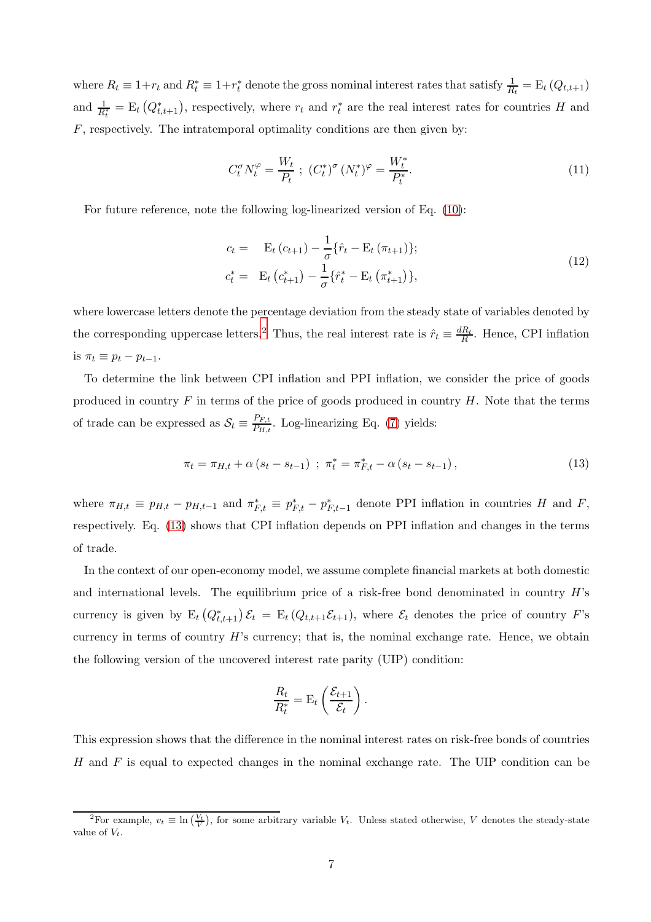where $R_t \equiv 1+r_t$ and $R^*_t \equiv 1+r^*_t$ denote the gross nominal interest rates that satisfy $\frac{1}{R_t} = \mathrm{E}_t\left(Q_{t,t+1}\right)$ and $\frac{1}{R^*_t} = \mathrm{E}_t\left(Q^*_{t,t+1}\right)$, respectively, where $r_t$ and $r^*_t$ are the real interest rates for countries $H$ and $F$, respectively. The intratemporal optimality conditions are then given by:

$$C_t^{\sigma} N_t^{\varphi} = \frac{W_t}{P_t} \; ; \; \left(C_t^*\right)^{\sigma} \left(N_t^*\right)^{\varphi} = \frac{W_t^*}{P_t^*}. \tag{11}$$

For future reference, note the following log-linearized version of Eq. (10):

$$\begin{aligned} c_t = &\quad \mathrm{E}_t\left(c_{t+1}\right) - \frac{1}{\sigma}\{\hat{r}_t - \mathrm{E}_t\left(\pi_{t+1}\right)\}; \\ c_t^* = &\quad \mathrm{E}_t\left(c_{t+1}^*\right) - \frac{1}{\sigma}\{\hat{r}_t^* - \mathrm{E}_t\left(\pi_{t+1}^*\right)\}, \end{aligned} \tag{12}$$

where lowercase letters denote the percentage deviation from the steady state of variables denoted by the corresponding uppercase letters.[2] Thus, the real interest rate is $\hat{r}_t \equiv \frac{dR_t}{R}$. Hence, CPI inflation is $\pi_t \equiv p_t - p_{t-1}$.

To determine the link between CPI inflation and PPI inflation, we consider the price of goods produced in country $F$ in terms of the price of goods produced in country $H$. Note that the terms of trade can be expressed as $\mathcal{S}_t \equiv \frac{P_{F,t}}{P_{H,t}}$. Log-linearizing Eq. (7) yields:

$$\pi_t = \pi_{H,t} + \alpha\left(s_t - s_{t-1}\right) \; ; \; \pi_t^* = \pi_{F,t}^* - \alpha\left(s_t - s_{t-1}\right), \tag{13}$$

where $\pi_{H,t} \equiv p_{H,t} - p_{H,t-1}$ and $\pi^*_{F,t} \equiv p^*_{F,t} - p^*_{F,t-1}$ denote PPI inflation in countries $H$ and $F$, respectively. Eq. (13) shows that CPI inflation depends on PPI inflation and changes in the terms of trade.

In the context of our open-economy model, we assume complete financial markets at both domestic and international levels. The equilibrium price of a risk-free bond denominated in country $H$'s currency is given by $\mathrm{E}_t\left(Q^*_{t,t+1}\right)\mathcal{E}_t = \mathrm{E}_t\left(Q_{t,t+1}\mathcal{E}_{t+1}\right)$, where $\mathcal{E}_t$ denotes the price of country $F$'s currency in terms of country $H$'s currency; that is, the nominal exchange rate. Hence, we obtain the following version of the uncovered interest rate parity (UIP) condition:

$$\frac{R_t}{R_t^*} = \mathrm{E}_t\left(\frac{\mathcal{E}_{t+1}}{\mathcal{E}_t}\right).$$

This expression shows that the difference in the nominal interest rates on risk-free bonds of countries $H$ and $F$ is equal to expected changes in the nominal exchange rate. The UIP condition can be

[2] For example, $v_t \equiv \ln\left(\frac{V_t}{V}\right)$, for some arbitrary variable $V_t$. Unless stated otherwise, $V$ denotes the steady-state value of $V_t$.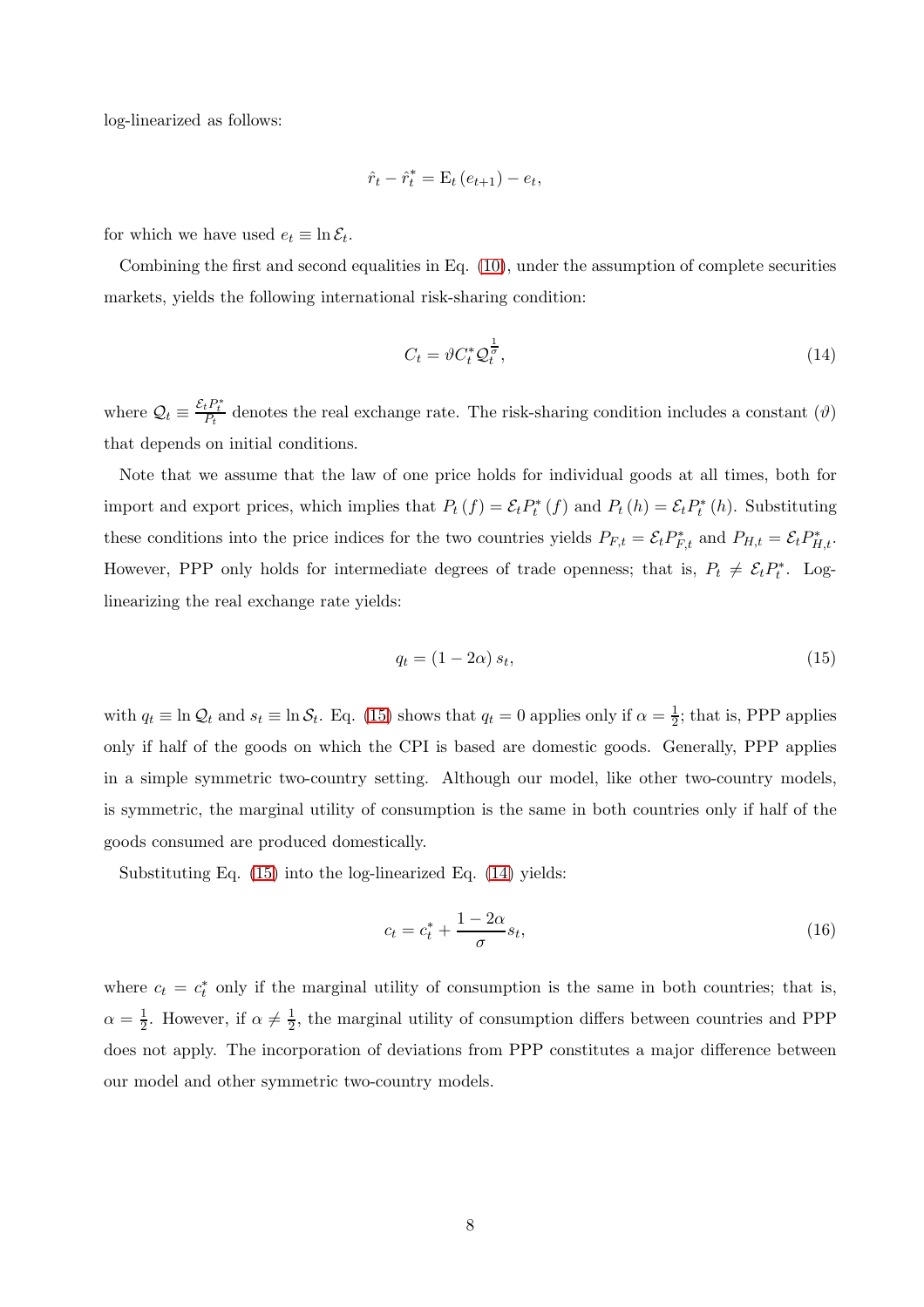log-linearized as follows:

$$\hat{r}_t - \hat{r}_t^* = \mathrm{E}_t\left(e_{t+1}\right) - e_t,$$

for which we have used $e_t \equiv \ln \mathcal{E}_t$.

Combining the first and second equalities in Eq. (10), under the assumption of complete securities markets, yields the following international risk-sharing condition:

$$C_t = \vartheta C_t^* \mathcal{Q}_t^{\frac{1}{\sigma}}, \tag{14}$$

where $\mathcal{Q}_t \equiv \frac{\mathcal{E}_t P_t^*}{P_t}$ denotes the real exchange rate. The risk-sharing condition includes a constant ($\vartheta$) that depends on initial conditions.

Note that we assume that the law of one price holds for individual goods at all times, both for import and export prices, which implies that $P_t\left(f\right) = \mathcal{E}_t P_t^*\left(f\right)$ and $P_t\left(h\right) = \mathcal{E}_t P_t^*\left(h\right)$. Substituting these conditions into the price indices for the two countries yields $P_{F,t} = \mathcal{E}_t P_{F,t}^*$ and $P_{H,t} = \mathcal{E}_t P_{H,t}^*$. However, PPP only holds for intermediate degrees of trade openness; that is, $P_t \neq \mathcal{E}_t P_t^*$. Log-linearizing the real exchange rate yields:

$$q_t = \left(1 - 2\alpha\right) s_t, \tag{15}$$

with $q_t \equiv \ln \mathcal{Q}_t$ and $s_t \equiv \ln \mathcal{S}_t$. Eq. (15) shows that $q_t = 0$ applies only if $\alpha = \frac{1}{2}$; that is, PPP applies only if half of the goods on which the CPI is based are domestic goods. Generally, PPP applies in a simple symmetric two-country setting. Although our model, like other two-country models, is symmetric, the marginal utility of consumption is the same in both countries only if half of the goods consumed are produced domestically.

Substituting Eq. (15) into the log-linearized Eq. (14) yields:

$$c_t = c_t^* + \frac{1 - 2\alpha}{\sigma} s_t, \tag{16}$$

where $c_t = c_t^*$ only if the marginal utility of consumption is the same in both countries; that is, $\alpha = \frac{1}{2}$. However, if $\alpha \neq \frac{1}{2}$, the marginal utility of consumption differs between countries and PPP does not apply. The incorporation of deviations from PPP constitutes a major difference between our model and other symmetric two-country models.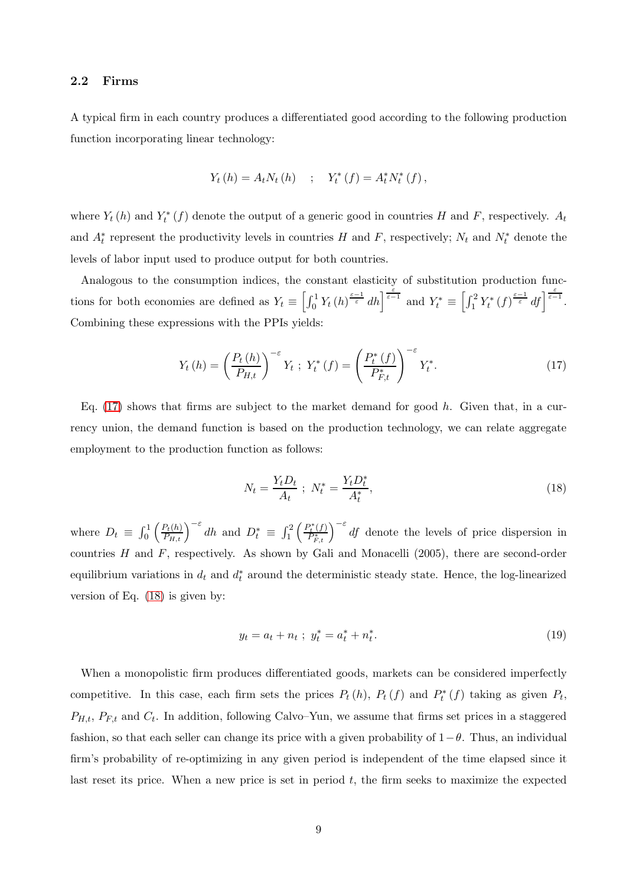### 2.2 Firms

A typical firm in each country produces a differentiated good according to the following production function incorporating linear technology:

$$Y_t(h) = A_t N_t(h) \quad ; \quad Y_t^*(f) = A_t^* N_t^*(f),$$

where $Y_t(h)$ and $Y_t^*(f)$ denote the output of a generic good in countries $H$ and $F$, respectively. $A_t$ and $A_t^*$ represent the productivity levels in countries $H$ and $F$, respectively; $N_t$ and $N_t^*$ denote the levels of labor input used to produce output for both countries.

Analogous to the consumption indices, the constant elasticity of substitution production functions for both economies are defined as $Y_t \equiv \left[\int_0^1 Y_t(h)^{\frac{\varepsilon-1}{\varepsilon}} dh\right]^{\frac{\varepsilon}{\varepsilon-1}}$ and $Y_t^* \equiv \left[\int_1^2 Y_t^*(f)^{\frac{\varepsilon-1}{\varepsilon}} df\right]^{\frac{\varepsilon}{\varepsilon-1}}$. Combining these expressions with the PPIs yields:

$$Y_t(h) = \left(\frac{P_t(h)}{P_{H,t}}\right)^{-\varepsilon} Y_t \; ; \; Y_t^*(f) = \left(\frac{P_t^*(f)}{P_{F,t}^*}\right)^{-\varepsilon} Y_t^*. \tag{17}$$

Eq. (17) shows that firms are subject to the market demand for good $h$. Given that, in a currency union, the demand function is based on the production technology, we can relate aggregate employment to the production function as follows:

$$N_t = \frac{Y_t D_t}{A_t} \; ; \; N_t^* = \frac{Y_t D_t^*}{A_t^*}, \tag{18}$$

where $D_t \equiv \int_0^1 \left(\frac{P_t(h)}{P_{H,t}}\right)^{-\varepsilon} dh$ and $D_t^* \equiv \int_1^2 \left(\frac{P_t^*(f)}{P_{F,t}^*}\right)^{-\varepsilon} df$ denote the levels of price dispersion in countries $H$ and $F$, respectively. As shown by Gali and Monacelli (2005), there are second-order equilibrium variations in $d_t$ and $d_t^*$ around the deterministic steady state. Hence, the log-linearized version of Eq. (18) is given by:

$$y_t = a_t + n_t \; ; \; y_t^* = a_t^* + n_t^*. \tag{19}$$

When a monopolistic firm produces differentiated goods, markets can be considered imperfectly competitive. In this case, each firm sets the prices $P_t(h)$, $P_t(f)$ and $P_t^*(f)$ taking as given $P_t$, $P_{H,t}$, $P_{F,t}$ and $C_t$. In addition, following Calvo–Yun, we assume that firms set prices in a staggered fashion, so that each seller can change its price with a given probability of $1-\theta$. Thus, an individual firm's probability of re-optimizing in any given period is independent of the time elapsed since it last reset its price. When a new price is set in period $t$, the firm seeks to maximize the expected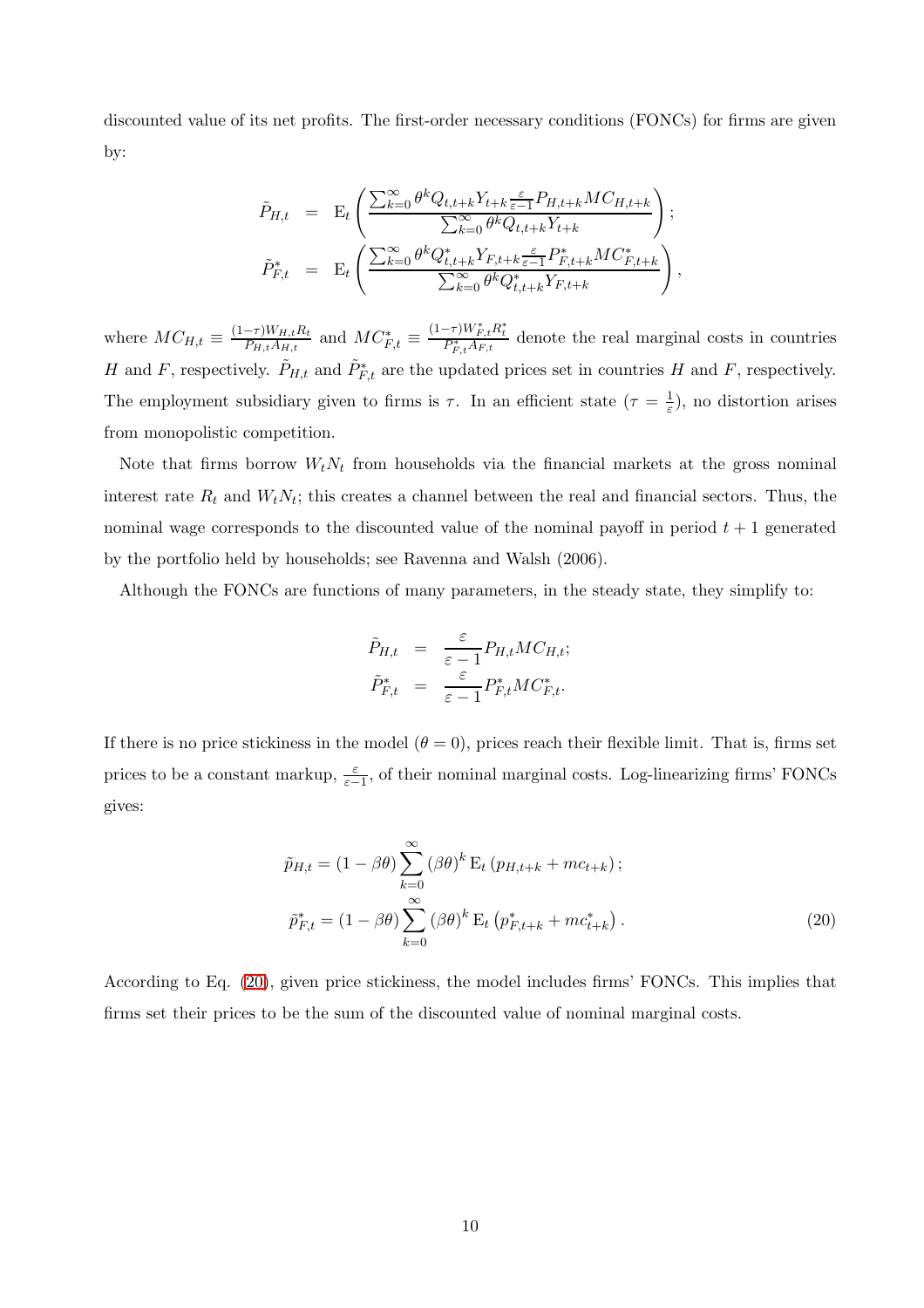discounted value of its net profits. The first-order necessary conditions (FONCs) for firms are given by:

$$
\begin{aligned}
\tilde{P}_{H,t} &= \mathrm{E}_t \left( \frac{\sum_{k=0}^{\infty} \theta^k Q_{t,t+k} Y_{t+k} \frac{\varepsilon}{\varepsilon-1} P_{H,t+k} MC_{H,t+k}}{\sum_{k=0}^{\infty} \theta^k Q_{t,t+k} Y_{t+k}} \right); \\
\tilde{P}^*_{F,t} &= \mathrm{E}_t \left( \frac{\sum_{k=0}^{\infty} \theta^k Q^*_{t,t+k} Y_{F,t+k} \frac{\varepsilon}{\varepsilon-1} P^*_{F,t+k} MC^*_{F,t+k}}{\sum_{k=0}^{\infty} \theta^k Q^*_{t,t+k} Y_{F,t+k}} \right),
\end{aligned}
$$

where $MC_{H,t} \equiv \frac{(1-\tau) W_{H,t} R_t}{P_{H,t} A_{H,t}}$ and $MC^*_{F,t} \equiv \frac{(1-\tau) W^*_{F,t} R^*_t}{P^*_{F,t} A_{F,t}}$ denote the real marginal costs in countries $H$ and $F$, respectively. $\tilde{P}_{H,t}$ and $\tilde{P}^*_{F,t}$ are the updated prices set in countries $H$ and $F$, respectively. The employment subsidiary given to firms is $\tau$. In an efficient state ($\tau = \frac{1}{\varepsilon}$), no distortion arises from monopolistic competition.

Note that firms borrow $W_t N_t$ from households via the financial markets at the gross nominal interest rate $R_t$ and $W_t N_t$; this creates a channel between the real and financial sectors. Thus, the nominal wage corresponds to the discounted value of the nominal payoff in period $t+1$ generated by the portfolio held by households; see Ravenna and Walsh (2006).

Although the FONCs are functions of many parameters, in the steady state, they simplify to:

$$
\begin{aligned}
\tilde{P}_{H,t} &= \frac{\varepsilon}{\varepsilon - 1} P_{H,t} MC_{H,t}; \\
\tilde{P}^*_{F,t} &= \frac{\varepsilon}{\varepsilon - 1} P^*_{F,t} MC^*_{F,t}.
\end{aligned}
$$

If there is no price stickiness in the model ($\theta = 0$), prices reach their flexible limit. That is, firms set prices to be a constant markup, $\frac{\varepsilon}{\varepsilon-1}$, of their nominal marginal costs. Log-linearizing firms' FONCs gives:

$$
\begin{aligned}
\tilde{p}_{H,t} &= (1 - \beta\theta) \sum_{k=0}^{\infty} (\beta\theta)^k \, \mathrm{E}_t \left( p_{H,t+k} + mc_{t+k} \right); \\
\tilde{p}^*_{F,t} &= (1 - \beta\theta) \sum_{k=0}^{\infty} (\beta\theta)^k \, \mathrm{E}_t \left( p^*_{F,t+k} + mc^*_{t+k} \right).
\end{aligned}
\tag{20}
$$

According to Eq. (20), given price stickiness, the model includes firms' FONCs. This implies that firms set their prices to be the sum of the discounted value of nominal marginal costs.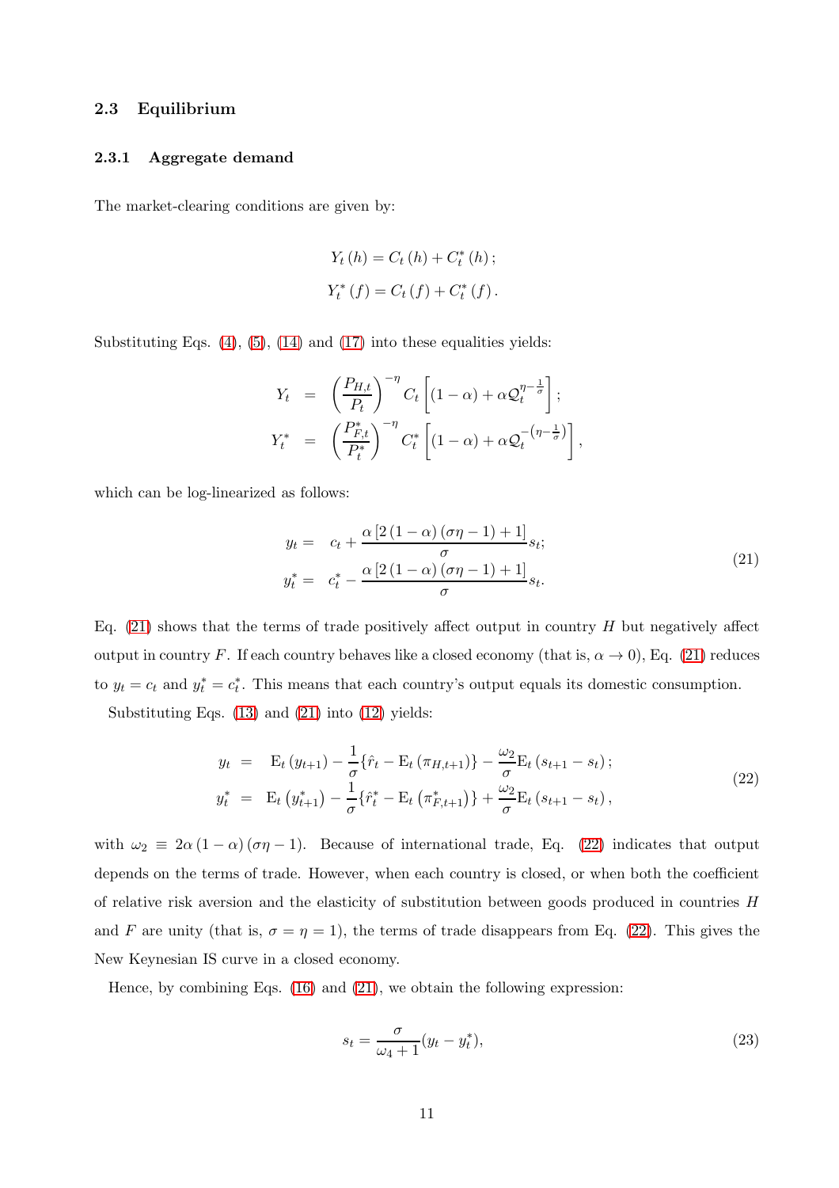### 2.3 Equilibrium

#### 2.3.1 Aggregate demand

The market-clearing conditions are given by:

$$Y_t(h) = C_t(h) + C_t^*(h);$$
$$Y_t^*(f) = C_t(f) + C_t^*(f).$$

Substituting Eqs. (4), (5), (14) and (17) into these equalities yields:

$$\begin{aligned}
Y_t &= \left(\frac{P_{H,t}}{P_t}\right)^{-\eta} C_t \left[(1-\alpha) + \alpha \mathcal{Q}_t^{\eta - \frac{1}{\sigma}}\right]; \\
Y_t^* &= \left(\frac{P_{F,t}^*}{P_t^*}\right)^{-\eta} C_t^* \left[(1-\alpha) + \alpha \mathcal{Q}_t^{-\left(\eta - \frac{1}{\sigma}\right)}\right],
\end{aligned}$$

which can be log-linearized as follows:

$$\begin{aligned}
y_t = &\quad c_t + \frac{\alpha\left[2(1-\alpha)(\sigma\eta - 1) + 1\right]}{\sigma} s_t; \\
y_t^* = &\quad c_t^* - \frac{\alpha\left[2(1-\alpha)(\sigma\eta - 1) + 1\right]}{\sigma} s_t.
\end{aligned} \tag{21}$$

Eq. (21) shows that the terms of trade positively affect output in country $H$ but negatively affect output in country $F$. If each country behaves like a closed economy (that is, $\alpha \to 0$), Eq. (21) reduces to $y_t = c_t$ and $y_t^* = c_t^*$. This means that each country's output equals its domestic consumption.

Substituting Eqs. (13) and (21) into (12) yields:

$$\begin{aligned}
y_t &= \mathrm{E}_t(y_{t+1}) - \frac{1}{\sigma}\{\hat{r}_t - \mathrm{E}_t(\pi_{H,t+1})\} - \frac{\omega_2}{\sigma}\mathrm{E}_t(s_{t+1} - s_t); \\
y_t^* &= \mathrm{E}_t(y_{t+1}^*) - \frac{1}{\sigma}\{\hat{r}_t^* - \mathrm{E}_t(\pi_{F,t+1}^*)\} + \frac{\omega_2}{\sigma}\mathrm{E}_t(s_{t+1} - s_t),
\end{aligned} \tag{22}$$

with $\omega_2 \equiv 2\alpha(1-\alpha)(\sigma\eta - 1)$. Because of international trade, Eq. (22) indicates that output depends on the terms of trade. However, when each country is closed, or when both the coefficient of relative risk aversion and the elasticity of substitution between goods produced in countries $H$ and $F$ are unity (that is, $\sigma = \eta = 1$), the terms of trade disappears from Eq. (22). This gives the New Keynesian IS curve in a closed economy.

Hence, by combining Eqs. (16) and (21), we obtain the following expression:

$$s_t = \frac{\sigma}{\omega_4 + 1}(y_t - y_t^*), \tag{23}$$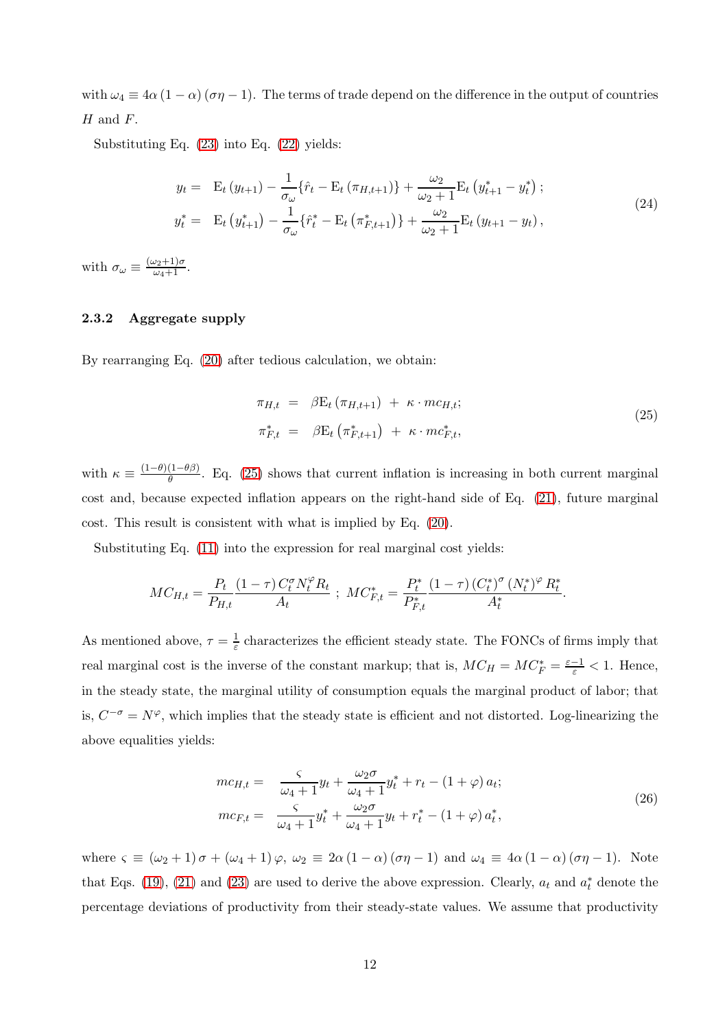with $\omega_4 \equiv 4\alpha(1-\alpha)(\sigma\eta - 1)$. The terms of trade depend on the difference in the output of countries $H$ and $F$.

Substituting Eq. (23) into Eq. (22) yields:

$$
\begin{aligned}
y_t = & \ \mathrm{E}_t(y_{t+1}) - \frac{1}{\sigma_\omega}\{\hat{r}_t - \mathrm{E}_t(\pi_{H,t+1})\} + \frac{\omega_2}{\omega_2+1}\mathrm{E}_t(y^*_{t+1} - y^*_t); \\
y^*_t = & \ \mathrm{E}_t(y^*_{t+1}) - \frac{1}{\sigma_\omega}\{\hat{r}^*_t - \mathrm{E}_t(\pi^*_{F,t+1})\} + \frac{\omega_2}{\omega_2+1}\mathrm{E}_t(y_{t+1} - y_t),
\end{aligned}
\tag{24}
$$

with $\sigma_\omega \equiv \frac{(\omega_2+1)\sigma}{\omega_4+1}$.

### 2.3.2 Aggregate supply

By rearranging Eq. (20) after tedious calculation, we obtain:

$$
\begin{aligned}
\pi_{H,t} &= \beta \mathrm{E}_t(\pi_{H,t+1}) + \kappa \cdot mc_{H,t}; \\
\pi^*_{F,t} &= \beta \mathrm{E}_t(\pi^*_{F,t+1}) + \kappa \cdot mc^*_{F,t},
\end{aligned}
\tag{25}
$$

with $\kappa \equiv \frac{(1-\theta)(1-\theta\beta)}{\theta}$. Eq. (25) shows that current inflation is increasing in both current marginal cost and, because expected inflation appears on the right-hand side of Eq. (21), future marginal cost. This result is consistent with what is implied by Eq. (20).

Substituting Eq. (11) into the expression for real marginal cost yields:

$$
MC_{H,t} = \frac{P_t}{P_{H,t}} \frac{(1-\tau)\, C_t^\sigma N_t^\varphi R_t}{A_t} \ ; \ MC^*_{F,t} = \frac{P^*_t}{P^*_{F,t}} \frac{(1-\tau)\,(C^*_t)^\sigma (N^*_t)^\varphi R^*_t}{A^*_t}.
$$

As mentioned above, $\tau = \frac{1}{\varepsilon}$ characterizes the efficient steady state. The FONCs of firms imply that real marginal cost is the inverse of the constant markup; that is, $MC_H = MC^*_F = \frac{\varepsilon-1}{\varepsilon} < 1$. Hence, in the steady state, the marginal utility of consumption equals the marginal product of labor; that is, $C^{-\sigma} = N^\varphi$, which implies that the steady state is efficient and not distorted. Log-linearizing the above equalities yields:

$$
\begin{aligned}
mc_{H,t} = & \ \frac{\varsigma}{\omega_4+1} y_t + \frac{\omega_2\sigma}{\omega_4+1} y^*_t + r_t - (1+\varphi)\, a_t; \\
mc_{F,t} = & \ \frac{\varsigma}{\omega_4+1} y^*_t + \frac{\omega_2\sigma}{\omega_4+1} y_t + r^*_t - (1+\varphi)\, a^*_t,
\end{aligned}
\tag{26}
$$

where $\varsigma \equiv (\omega_2+1)\sigma + (\omega_4+1)\varphi$, $\omega_2 \equiv 2\alpha(1-\alpha)(\sigma\eta-1)$ and $\omega_4 \equiv 4\alpha(1-\alpha)(\sigma\eta-1)$. Note that Eqs. (19), (21) and (23) are used to derive the above expression. Clearly, $a_t$ and $a^*_t$ denote the percentage deviations of productivity from their steady-state values. We assume that productivity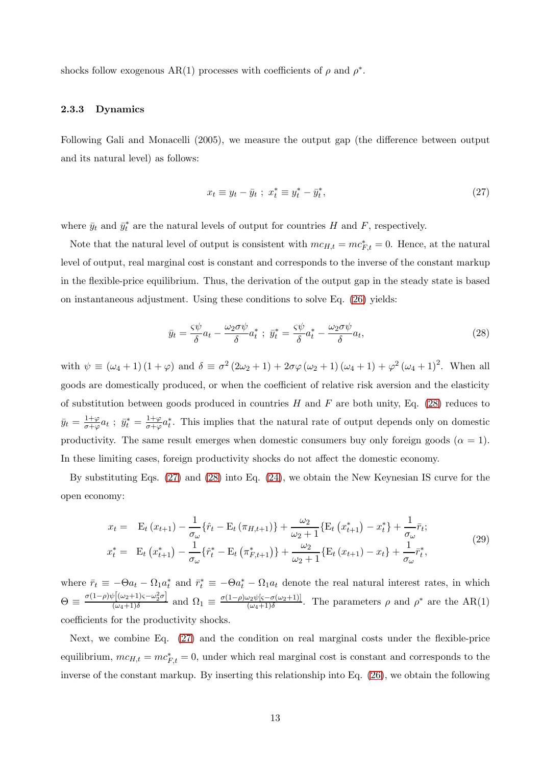shocks follow exogenous AR(1) processes with coefficients of $\rho$ and $\rho^*$.

#### 2.3.3 Dynamics

Following Gali and Monacelli (2005), we measure the output gap (the difference between output and its natural level) as follows:

$$x_t \equiv y_t - \bar{y}_t \; ; \; x_t^* \equiv y_t^* - \bar{y}_t^*, \tag{27}$$

where $\bar{y}_t$ and $\bar{y}_t^*$ are the natural levels of output for countries $H$ and $F$, respectively.

Note that the natural level of output is consistent with $mc_{H,t} = mc_{F,t}^* = 0$. Hence, at the natural level of output, real marginal cost is constant and corresponds to the inverse of the constant markup in the flexible-price equilibrium. Thus, the derivation of the output gap in the steady state is based on instantaneous adjustment. Using these conditions to solve Eq. (26) yields:

$$\bar{y}_t = \frac{\varsigma\psi}{\delta} a_t - \frac{\omega_2 \sigma \psi}{\delta} a_t^* \; ; \; \bar{y}_t^* = \frac{\varsigma\psi}{\delta} a_t^* - \frac{\omega_2 \sigma \psi}{\delta} a_t, \tag{28}$$

with $\psi \equiv (\omega_4 + 1)(1 + \varphi)$ and $\delta \equiv \sigma^2 (2\omega_2 + 1) + 2\sigma\varphi(\omega_2 + 1)(\omega_4 + 1) + \varphi^2 (\omega_4 + 1)^2$. When all goods are domestically produced, or when the coefficient of relative risk aversion and the elasticity of substitution between goods produced in countries $H$ and $F$ are both unity, Eq. (28) reduces to $\bar{y}_t = \frac{1+\varphi}{\sigma+\varphi} a_t$ ; $\bar{y}_t^* = \frac{1+\varphi}{\sigma+\varphi} a_t^*$. This implies that the natural rate of output depends only on domestic productivity. The same result emerges when domestic consumers buy only foreign goods ($\alpha = 1$). In these limiting cases, foreign productivity shocks do not affect the domestic economy.

By substituting Eqs. (27) and (28) into Eq. (24), we obtain the New Keynesian IS curve for the open economy:

$$\begin{aligned} x_t = \; & \mathrm{E}_t(x_{t+1}) - \frac{1}{\sigma_\omega}\{\hat{r}_t - \mathrm{E}_t(\pi_{H,t+1})\} + \frac{\omega_2}{\omega_2 + 1}\{\mathrm{E}_t(x_{t+1}^*) - x_t^*\} + \frac{1}{\sigma_\omega}\bar{r}_t; \\ x_t^* = \; & \mathrm{E}_t(x_{t+1}^*) - \frac{1}{\sigma_\omega}\{\hat{r}_t^* - \mathrm{E}_t(\pi_{F,t+1}^*)\} + \frac{\omega_2}{\omega_2 + 1}\{\mathrm{E}_t(x_{t+1}) - x_t\} + \frac{1}{\sigma_\omega}\bar{r}_t^*, \end{aligned} \tag{29}$$

where $\bar{r}_t \equiv -\Theta a_t - \Omega_1 a_t^*$ and $\bar{r}_t^* \equiv -\Theta a_t^* - \Omega_1 a_t$ denote the real natural interest rates, in which $\Theta \equiv \frac{\sigma(1-\rho)\psi\left[(\omega_2+1)\varsigma - \omega_2^2\sigma\right]}{(\omega_4+1)\delta}$ and $\Omega_1 \equiv \frac{\sigma(1-\rho)\omega_2\psi[\varsigma - \sigma(\omega_2+1)]}{(\omega_4+1)\delta}$. The parameters $\rho$ and $\rho^*$ are the AR(1) coefficients for the productivity shocks.

Next, we combine Eq. (27) and the condition on real marginal costs under the flexible-price equilibrium, $mc_{H,t} = mc_{F,t}^* = 0$, under which real marginal cost is constant and corresponds to the inverse of the constant markup. By inserting this relationship into Eq. (26), we obtain the following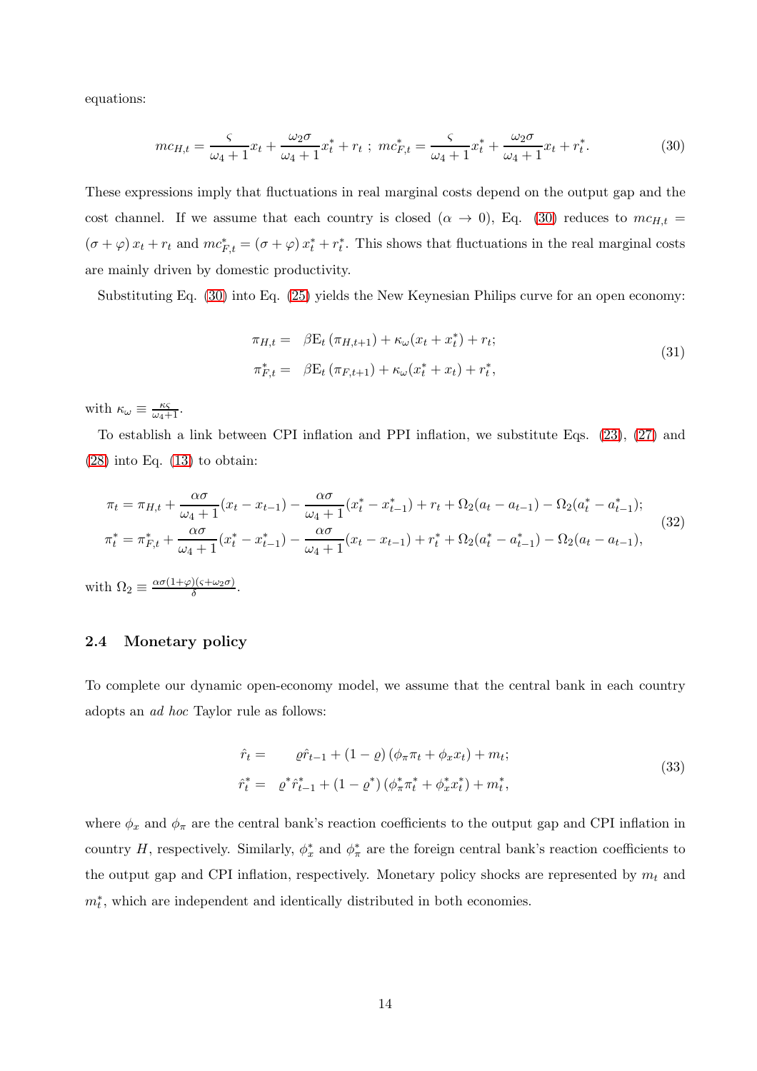equations:

$$mc_{H,t} = \frac{\varsigma}{\omega_4 + 1} x_t + \frac{\omega_2 \sigma}{\omega_4 + 1} x_t^* + r_t \; ; \; mc_{F,t}^* = \frac{\varsigma}{\omega_4 + 1} x_t^* + \frac{\omega_2 \sigma}{\omega_4 + 1} x_t + r_t^*. \tag{30}$$

These expressions imply that fluctuations in real marginal costs depend on the output gap and the cost channel. If we assume that each country is closed ($\alpha \to 0$), Eq. (30) reduces to $mc_{H,t} = (\sigma + \varphi) x_t + r_t$ and $mc_{F,t}^* = (\sigma + \varphi) x_t^* + r_t^*$. This shows that fluctuations in the real marginal costs are mainly driven by domestic productivity.

Substituting Eq. (30) into Eq. (25) yields the New Keynesian Philips curve for an open economy:

$$\begin{aligned}
\pi_{H,t} &= \beta \mathrm{E}_t \left( \pi_{H,t+1} \right) + \kappa_\omega (x_t + x_t^*) + r_t; \\
\pi_{F,t}^* &= \beta \mathrm{E}_t \left( \pi_{F,t+1} \right) + \kappa_\omega (x_t^* + x_t) + r_t^*,
\end{aligned} \tag{31}$$

with $\kappa_\omega \equiv \frac{\kappa \varsigma}{\omega_4 + 1}$.

To establish a link between CPI inflation and PPI inflation, we substitute Eqs. (23), (27) and (28) into Eq. (13) to obtain:

$$\begin{aligned}
\pi_t &= \pi_{H,t} + \frac{\alpha \sigma}{\omega_4 + 1}(x_t - x_{t-1}) - \frac{\alpha \sigma}{\omega_4 + 1}(x_t^* - x_{t-1}^*) + r_t + \Omega_2 (a_t - a_{t-1}) - \Omega_2 (a_t^* - a_{t-1}^*); \\
\pi_t^* &= \pi_{F,t}^* + \frac{\alpha \sigma}{\omega_4 + 1}(x_t^* - x_{t-1}^*) - \frac{\alpha \sigma}{\omega_4 + 1}(x_t - x_{t-1}) + r_t^* + \Omega_2 (a_t^* - a_{t-1}^*) - \Omega_2 (a_t - a_{t-1}),
\end{aligned} \tag{32}$$

with $\Omega_2 \equiv \frac{\alpha \sigma (1 + \varphi)(\varsigma + \omega_2 \sigma)}{\delta}$.

### 2.4 Monetary policy

To complete our dynamic open-economy model, we assume that the central bank in each country adopts an *ad hoc* Taylor rule as follows:

$$\begin{aligned}
\hat{r}_t &= \varrho \hat{r}_{t-1} + (1 - \varrho) \left( \phi_\pi \pi_t + \phi_x x_t \right) + m_t; \\
\hat{r}_t^* &= \varrho^* \hat{r}_{t-1}^* + (1 - \varrho^*) \left( \phi_\pi^* \pi_t^* + \phi_x^* x_t^* \right) + m_t^*,
\end{aligned} \tag{33}$$

where $\phi_x$ and $\phi_\pi$ are the central bank's reaction coefficients to the output gap and CPI inflation in country $H$, respectively. Similarly, $\phi_x^*$ and $\phi_\pi^*$ are the foreign central bank's reaction coefficients to the output gap and CPI inflation, respectively. Monetary policy shocks are represented by $m_t$ and $m_t^*$, which are independent and identically distributed in both economies.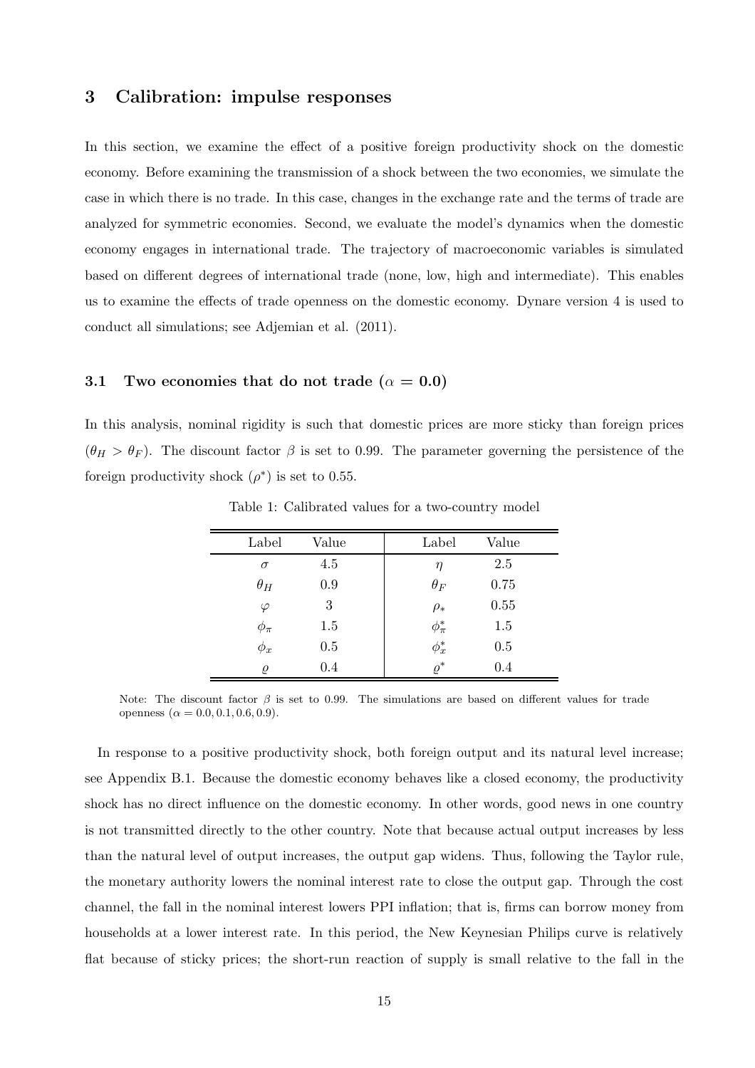## 3 Calibration: impulse responses

In this section, we examine the effect of a positive foreign productivity shock on the domestic economy. Before examining the transmission of a shock between the two economies, we simulate the case in which there is no trade. In this case, changes in the exchange rate and the terms of trade are analyzed for symmetric economies. Second, we evaluate the model's dynamics when the domestic economy engages in international trade. The trajectory of macroeconomic variables is simulated based on different degrees of international trade (none, low, high and intermediate). This enables us to examine the effects of trade openness on the domestic economy. Dynare version 4 is used to conduct all simulations; see Adjemian et al. (2011).

### 3.1 Two economies that do not trade ($\alpha = 0.0$)

In this analysis, nominal rigidity is such that domestic prices are more sticky than foreign prices ($\theta_H > \theta_F$). The discount factor $\beta$ is set to 0.99. The parameter governing the persistence of the foreign productivity shock ($\rho^*$) is set to 0.55.

Table 1: Calibrated values for a two-country model

| Label | Value | Label | Value |
|---|---|---|---|
| $\sigma$ | 4.5 | $\eta$ | 2.5 |
| $\theta_H$ | 0.9 | $\theta_F$ | 0.75 |
| $\varphi$ | 3 | $\rho_*$ | 0.55 |
| $\phi_\pi$ | 1.5 | $\phi_\pi^*$ | 1.5 |
| $\phi_x$ | 0.5 | $\phi_x^*$ | 0.5 |
| $\varrho$ | 0.4 | $\varrho^*$ | 0.4 |

Note: The discount factor $\beta$ is set to 0.99. The simulations are based on different values for trade openness ($\alpha = 0.0, 0.1, 0.6, 0.9$).

In response to a positive productivity shock, both foreign output and its natural level increase; see Appendix B.1. Because the domestic economy behaves like a closed economy, the productivity shock has no direct influence on the domestic economy. In other words, good news in one country is not transmitted directly to the other country. Note that because actual output increases by less than the natural level of output increases, the output gap widens. Thus, following the Taylor rule, the monetary authority lowers the nominal interest rate to close the output gap. Through the cost channel, the fall in the nominal interest lowers PPI inflation; that is, firms can borrow money from households at a lower interest rate. In this period, the New Keynesian Philips curve is relatively flat because of sticky prices; the short-run reaction of supply is small relative to the fall in the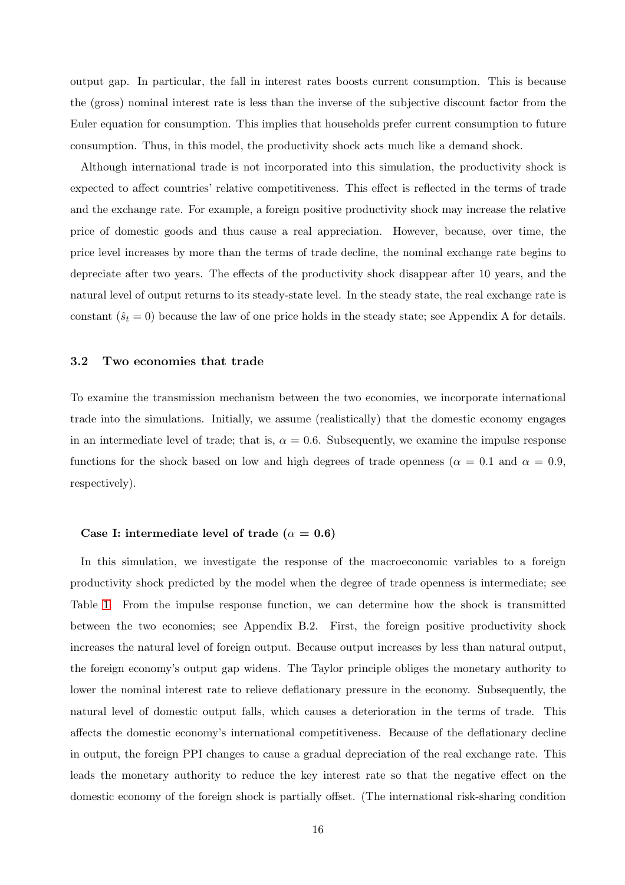output gap. In particular, the fall in interest rates boosts current consumption. This is because the (gross) nominal interest rate is less than the inverse of the subjective discount factor from the Euler equation for consumption. This implies that households prefer current consumption to future consumption. Thus, in this model, the productivity shock acts much like a demand shock.

Although international trade is not incorporated into this simulation, the productivity shock is expected to affect countries' relative competitiveness. This effect is reflected in the terms of trade and the exchange rate. For example, a foreign positive productivity shock may increase the relative price of domestic goods and thus cause a real appreciation. However, because, over time, the price level increases by more than the terms of trade decline, the nominal exchange rate begins to depreciate after two years. The effects of the productivity shock disappear after 10 years, and the natural level of output returns to its steady-state level. In the steady state, the real exchange rate is constant ($\hat{s}_t = 0$) because the law of one price holds in the steady state; see Appendix A for details.

### 3.2 Two economies that trade

To examine the transmission mechanism between the two economies, we incorporate international trade into the simulations. Initially, we assume (realistically) that the domestic economy engages in an intermediate level of trade; that is, $\alpha = 0.6$. Subsequently, we examine the impulse response functions for the shock based on low and high degrees of trade openness ($\alpha = 0.1$ and $\alpha = 0.9$, respectively).

#### Case I: intermediate level of trade ($\alpha = 0.6$)

In this simulation, we investigate the response of the macroeconomic variables to a foreign productivity shock predicted by the model when the degree of trade openness is intermediate; see Table 1. From the impulse response function, we can determine how the shock is transmitted between the two economies; see Appendix B.2. First, the foreign positive productivity shock increases the natural level of foreign output. Because output increases by less than natural output, the foreign economy's output gap widens. The Taylor principle obliges the monetary authority to lower the nominal interest rate to relieve deflationary pressure in the economy. Subsequently, the natural level of domestic output falls, which causes a deterioration in the terms of trade. This affects the domestic economy's international competitiveness. Because of the deflationary decline in output, the foreign PPI changes to cause a gradual depreciation of the real exchange rate. This leads the monetary authority to reduce the key interest rate so that the negative effect on the domestic economy of the foreign shock is partially offset. (The international risk-sharing condition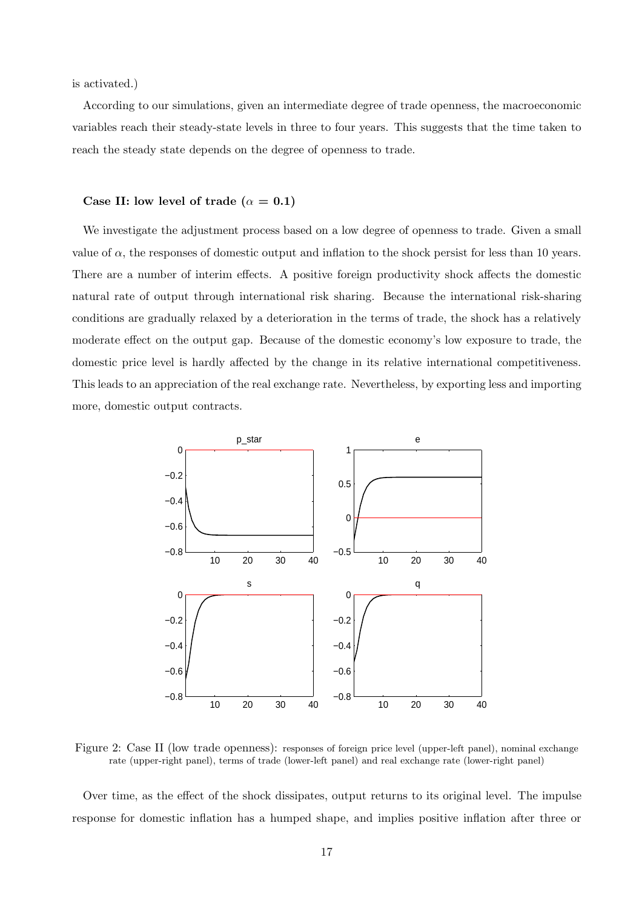is activated.)

According to our simulations, given an intermediate degree of trade openness, the macroeconomic variables reach their steady-state levels in three to four years. This suggests that the time taken to reach the steady state depends on the degree of openness to trade.

### Case II: low level of trade ($\alpha$ = 0.1)

We investigate the adjustment process based on a low degree of openness to trade. Given a small value of $\alpha$, the responses of domestic output and inflation to the shock persist for less than 10 years. There are a number of interim effects. A positive foreign productivity shock affects the domestic natural rate of output through international risk sharing. Because the international risk-sharing conditions are gradually relaxed by a deterioration in the terms of trade, the shock has a relatively moderate effect on the output gap. Because of the domestic economy's low exposure to trade, the domestic price level is hardly affected by the change in its relative international competitiveness. This leads to an appreciation of the real exchange rate. Nevertheless, by exporting less and importing more, domestic output contracts.

Figure 2: Case II (low trade openness): responses of foreign price level (upper-left panel), nominal exchange rate (upper-right panel), terms of trade (lower-left panel) and real exchange rate (lower-right panel)

Over time, as the effect of the shock dissipates, output returns to its original level. The impulse response for domestic inflation has a humped shape, and implies positive inflation after three or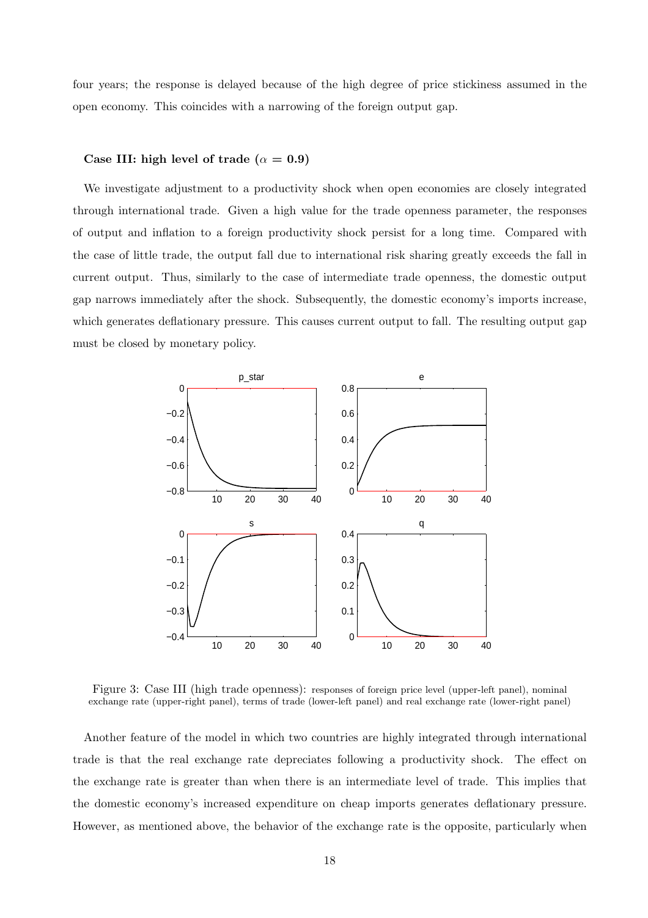four years; the response is delayed because of the high degree of price stickiness assumed in the open economy. This coincides with a narrowing of the foreign output gap.

### Case III: high level of trade ($\alpha = 0.9$)

We investigate adjustment to a productivity shock when open economies are closely integrated through international trade. Given a high value for the trade openness parameter, the responses of output and inflation to a foreign productivity shock persist for a long time. Compared with the case of little trade, the output fall due to international risk sharing greatly exceeds the fall in current output. Thus, similarly to the case of intermediate trade openness, the domestic output gap narrows immediately after the shock. Subsequently, the domestic economy's imports increase, which generates deflationary pressure. This causes current output to fall. The resulting output gap must be closed by monetary policy.

Figure 3: Case III (high trade openness): responses of foreign price level (upper-left panel), nominal exchange rate (upper-right panel), terms of trade (lower-left panel) and real exchange rate (lower-right panel)

Another feature of the model in which two countries are highly integrated through international trade is that the real exchange rate depreciates following a productivity shock. The effect on the exchange rate is greater than when there is an intermediate level of trade. This implies that the domestic economy's increased expenditure on cheap imports generates deflationary pressure. However, as mentioned above, the behavior of the exchange rate is the opposite, particularly when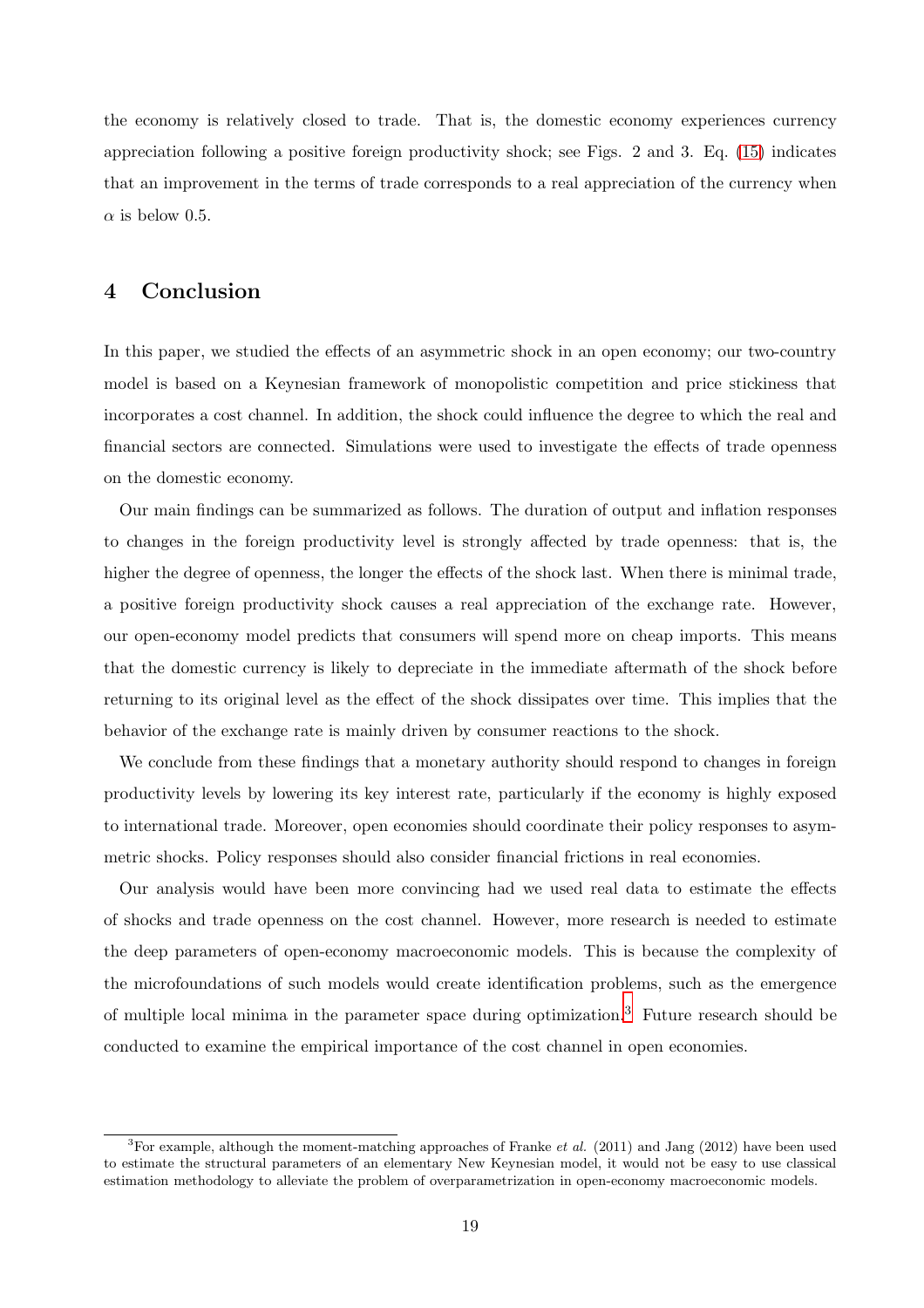the economy is relatively closed to trade. That is, the domestic economy experiences currency appreciation following a positive foreign productivity shock; see Figs. 2 and 3. Eq. (15) indicates that an improvement in the terms of trade corresponds to a real appreciation of the currency when $\alpha$ is below 0.5.

## 4 Conclusion

In this paper, we studied the effects of an asymmetric shock in an open economy; our two-country model is based on a Keynesian framework of monopolistic competition and price stickiness that incorporates a cost channel. In addition, the shock could influence the degree to which the real and financial sectors are connected. Simulations were used to investigate the effects of trade openness on the domestic economy.

Our main findings can be summarized as follows. The duration of output and inflation responses to changes in the foreign productivity level is strongly affected by trade openness: that is, the higher the degree of openness, the longer the effects of the shock last. When there is minimal trade, a positive foreign productivity shock causes a real appreciation of the exchange rate. However, our open-economy model predicts that consumers will spend more on cheap imports. This means that the domestic currency is likely to depreciate in the immediate aftermath of the shock before returning to its original level as the effect of the shock dissipates over time. This implies that the behavior of the exchange rate is mainly driven by consumer reactions to the shock.

We conclude from these findings that a monetary authority should respond to changes in foreign productivity levels by lowering its key interest rate, particularly if the economy is highly exposed to international trade. Moreover, open economies should coordinate their policy responses to asymmetric shocks. Policy responses should also consider financial frictions in real economies.

Our analysis would have been more convincing had we used real data to estimate the effects of shocks and trade openness on the cost channel. However, more research is needed to estimate the deep parameters of open-economy macroeconomic models. This is because the complexity of the microfoundations of such models would create identification problems, such as the emergence of multiple local minima in the parameter space during optimization.[3] Future research should be conducted to examine the empirical importance of the cost channel in open economies.

[3] For example, although the moment-matching approaches of Franke *et al.* (2011) and Jang (2012) have been used to estimate the structural parameters of an elementary New Keynesian model, it would not be easy to use classical estimation methodology to alleviate the problem of overparametrization in open-economy macroeconomic models.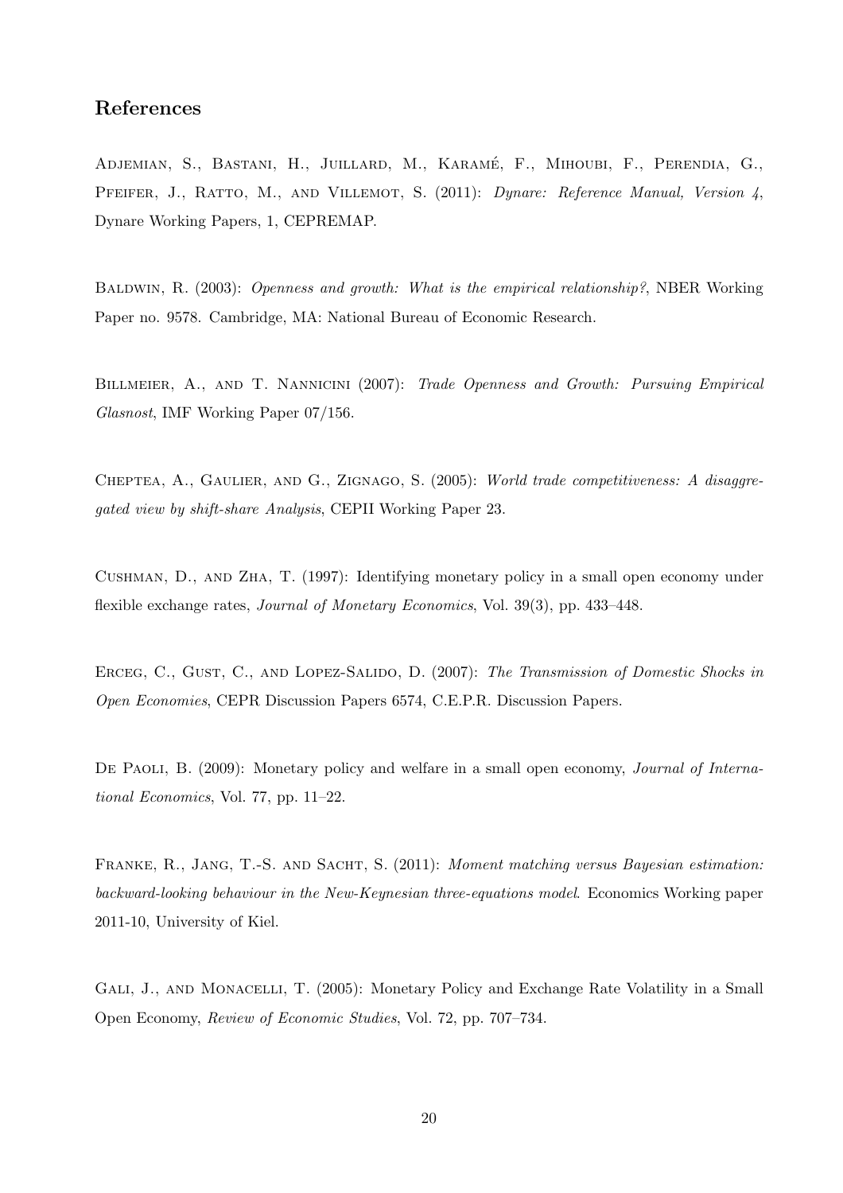## References

Adjemian, S., Bastani, H., Juillard, M., Karamé, F., Mihoubi, F., Perendia, G., Pfeifer, J., Ratto, M., and Villemot, S. (2011): *Dynare: Reference Manual, Version 4*, Dynare Working Papers, 1, CEPREMAP.

Baldwin, R. (2003): *Openness and growth: What is the empirical relationship?*, NBER Working Paper no. 9578. Cambridge, MA: National Bureau of Economic Research.

Billmeier, A., and T. Nannicini (2007): *Trade Openness and Growth: Pursuing Empirical Glasnost*, IMF Working Paper 07/156.

Cheptea, A., Gaulier, and G., Zignago, S. (2005): *World trade competitiveness: A disaggregated view by shift-share Analysis*, CEPII Working Paper 23.

Cushman, D., and Zha, T. (1997): Identifying monetary policy in a small open economy under flexible exchange rates, *Journal of Monetary Economics*, Vol. 39(3), pp. 433–448.

Erceg, C., Gust, C., and Lopez-Salido, D. (2007): *The Transmission of Domestic Shocks in Open Economies*, CEPR Discussion Papers 6574, C.E.P.R. Discussion Papers.

De Paoli, B. (2009): Monetary policy and welfare in a small open economy, *Journal of International Economics*, Vol. 77, pp. 11–22.

Franke, R., Jang, T.-S. and Sacht, S. (2011): *Moment matching versus Bayesian estimation: backward-looking behaviour in the New-Keynesian three-equations model*. Economics Working paper 2011-10, University of Kiel.

Gali, J., and Monacelli, T. (2005): Monetary Policy and Exchange Rate Volatility in a Small Open Economy, *Review of Economic Studies*, Vol. 72, pp. 707–734.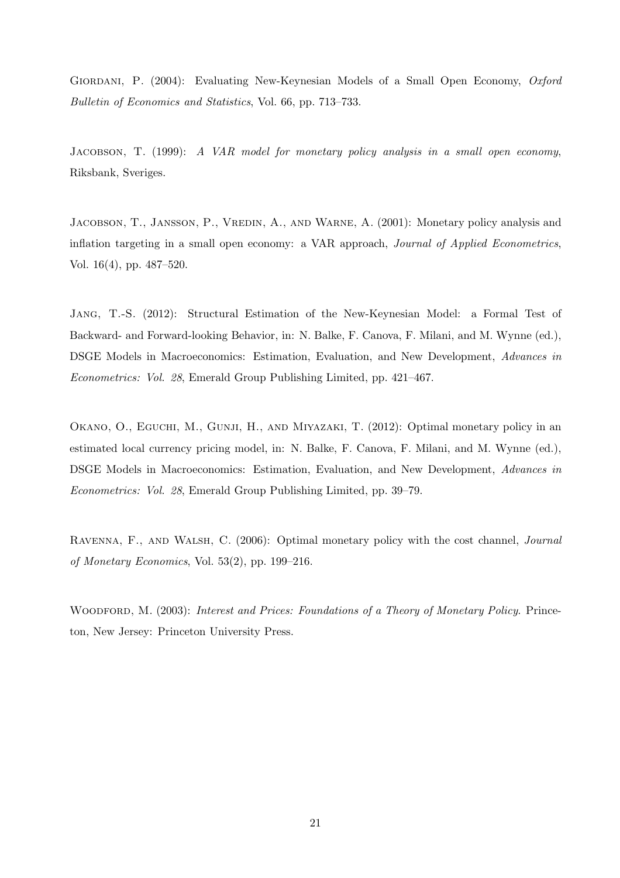Giordani, P. (2004): Evaluating New-Keynesian Models of a Small Open Economy, *Oxford Bulletin of Economics and Statistics*, Vol. 66, pp. 713–733.

Jacobson, T. (1999): *A VAR model for monetary policy analysis in a small open economy*, Riksbank, Sveriges.

Jacobson, T., Jansson, P., Vredin, A., and Warne, A. (2001): Monetary policy analysis and inflation targeting in a small open economy: a VAR approach, *Journal of Applied Econometrics*, Vol. 16(4), pp. 487–520.

Jang, T.-S. (2012): Structural Estimation of the New-Keynesian Model: a Formal Test of Backward- and Forward-looking Behavior, in: N. Balke, F. Canova, F. Milani, and M. Wynne (ed.), DSGE Models in Macroeconomics: Estimation, Evaluation, and New Development, *Advances in Econometrics: Vol. 28*, Emerald Group Publishing Limited, pp. 421–467.

Okano, O., Eguchi, M., Gunji, H., and Miyazaki, T. (2012): Optimal monetary policy in an estimated local currency pricing model, in: N. Balke, F. Canova, F. Milani, and M. Wynne (ed.), DSGE Models in Macroeconomics: Estimation, Evaluation, and New Development, *Advances in Econometrics: Vol. 28*, Emerald Group Publishing Limited, pp. 39–79.

Ravenna, F., and Walsh, C. (2006): Optimal monetary policy with the cost channel, *Journal of Monetary Economics*, Vol. 53(2), pp. 199–216.

Woodford, M. (2003): *Interest and Prices: Foundations of a Theory of Monetary Policy*. Princeton, New Jersey: Princeton University Press.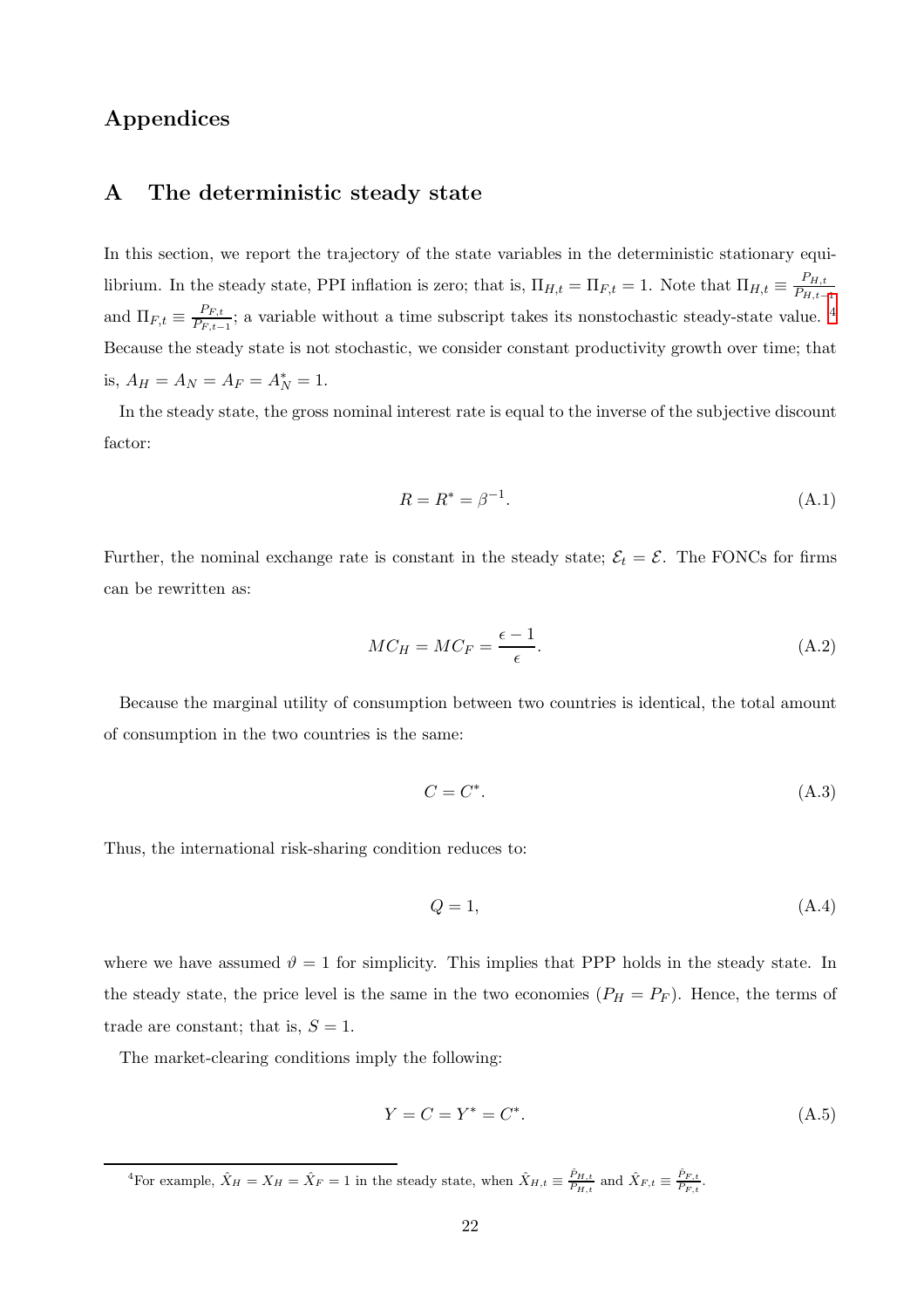# Appendices

## A The deterministic steady state

In this section, we report the trajectory of the state variables in the deterministic stationary equilibrium. In the steady state, PPI inflation is zero; that is, $\Pi_{H,t} = \Pi_{F,t} = 1$. Note that $\Pi_{H,t} \equiv \frac{P_{H,t}}{P_{H,t-1}}$ and $\Pi_{F,t} \equiv \frac{P_{F,t}}{P_{F,t-1}}$; a variable without a time subscript takes its nonstochastic steady-state value. [4] Because the steady state is not stochastic, we consider constant productivity growth over time; that is, $A_H = A_N = A_F = A_N^* = 1$.

In the steady state, the gross nominal interest rate is equal to the inverse of the subjective discount factor:

$$R = R^* = \beta^{-1}. \tag{A.1}$$

Further, the nominal exchange rate is constant in the steady state; $\mathcal{E}_t = \mathcal{E}$. The FONCs for firms can be rewritten as:

$$MC_H = MC_F = \frac{\epsilon - 1}{\epsilon}. \tag{A.2}$$

Because the marginal utility of consumption between two countries is identical, the total amount of consumption in the two countries is the same:

$$C = C^*. \tag{A.3}$$

Thus, the international risk-sharing condition reduces to:

$$Q = 1, \tag{A.4}$$

where we have assumed $\vartheta = 1$ for simplicity. This implies that PPP holds in the steady state. In the steady state, the price level is the same in the two economies ($P_H = P_F$). Hence, the terms of trade are constant; that is, $S = 1$.

The market-clearing conditions imply the following:

$$Y = C = Y^* = C^*. \tag{A.5}$$

[4] For example, $\hat{X}_H = X_H = \hat{X}_F = 1$ in the steady state, when $\hat{X}_{H,t} \equiv \frac{\tilde{P}_{H,t}}{P_{H,t}}$ and $\hat{X}_{F,t} \equiv \frac{\tilde{P}_{F,t}}{P_{F,t}}$.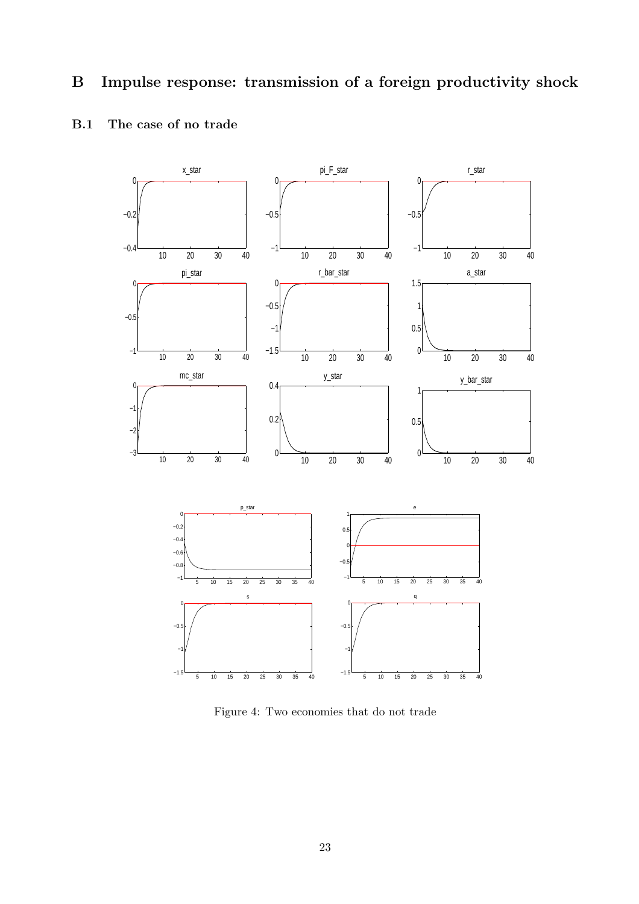# B Impulse response: transmission of a foreign productivity shock

## B.1 The case of no trade

Figure 4: Two economies that do not trade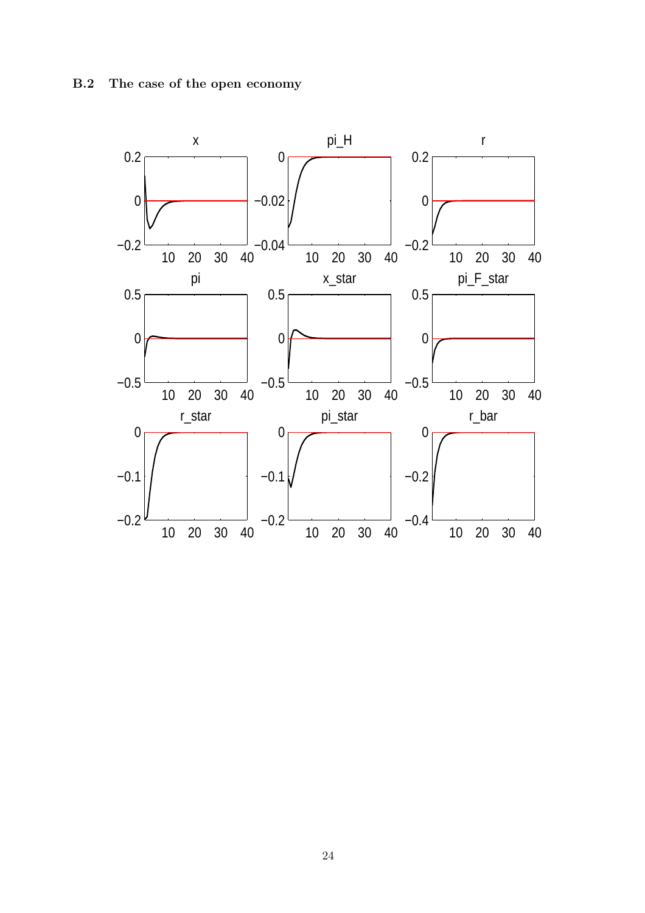### B.2 The case of the open economy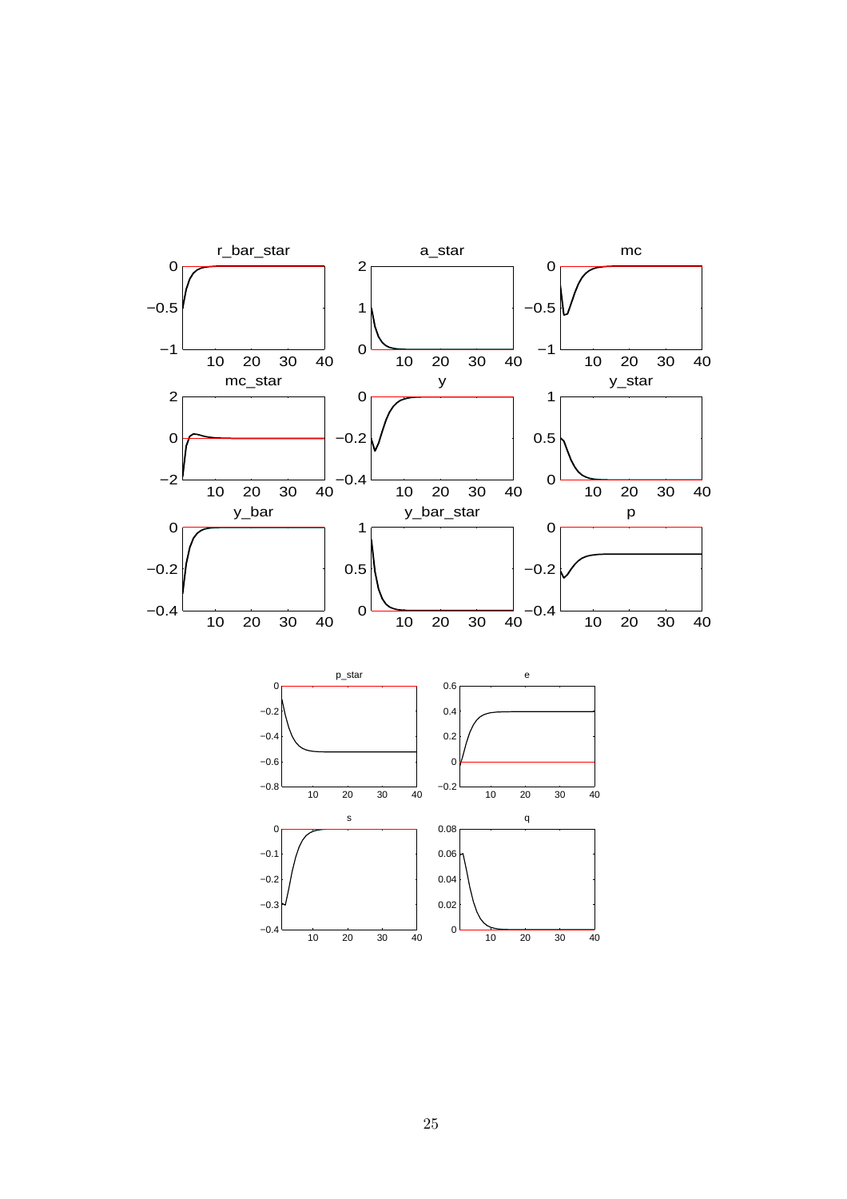r_bar_star

a_star

mc

mc_star

y

y_star

y_bar

y_bar_star

p

p_star

e

s

q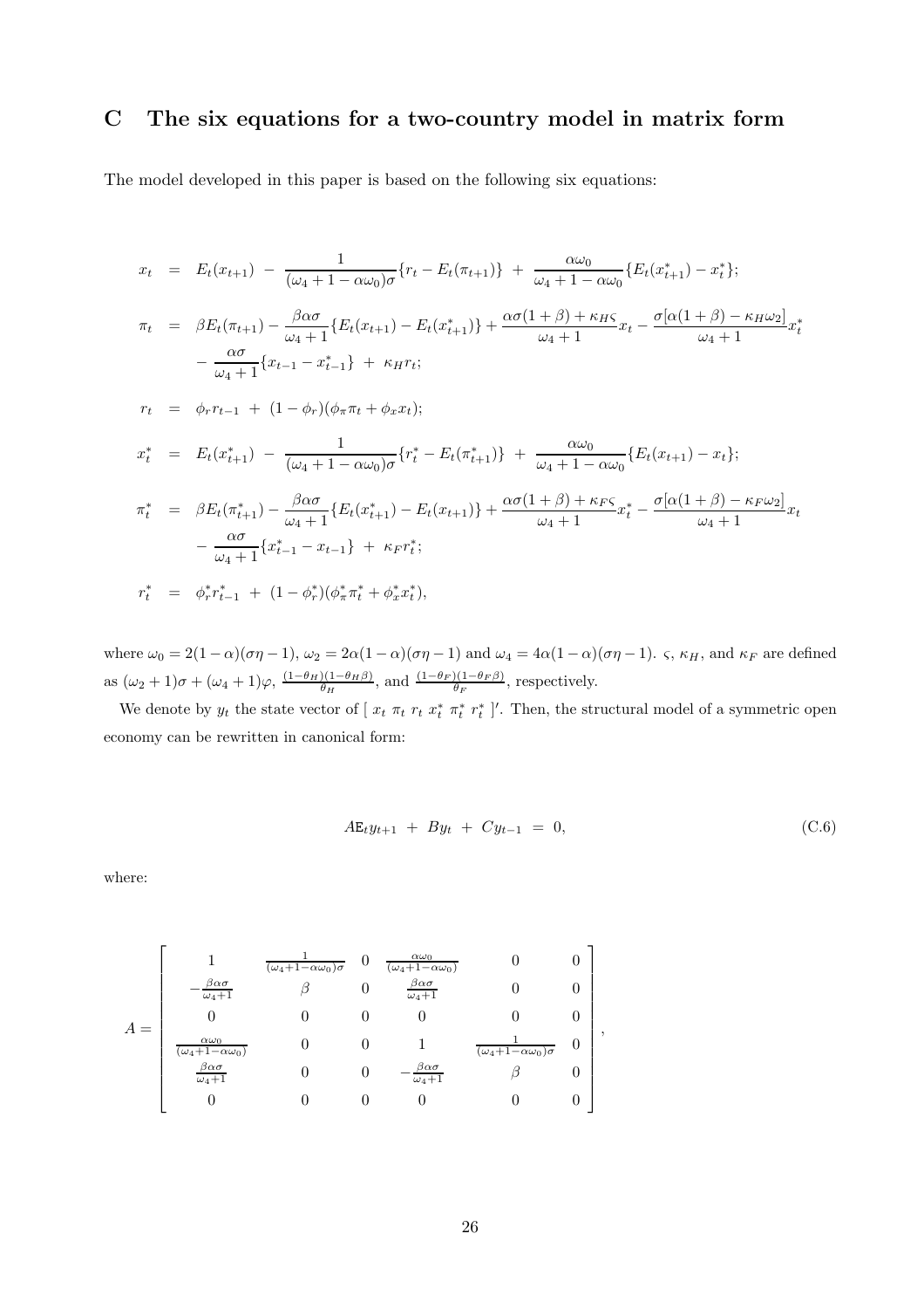# C The six equations for a two-country model in matrix form

The model developed in this paper is based on the following six equations:

$$
\begin{aligned}
x_t &= E_t(x_{t+1}) \; - \; \frac{1}{(\omega_4 + 1 - \alpha\omega_0)\sigma}\{r_t - E_t(\pi_{t+1})\} \; + \; \frac{\alpha\omega_0}{\omega_4 + 1 - \alpha\omega_0}\{E_t(x^*_{t+1}) - x^*_t\}; \\
\pi_t &= \beta E_t(\pi_{t+1}) - \frac{\beta\alpha\sigma}{\omega_4+1}\{E_t(x_{t+1}) - E_t(x^*_{t+1})\} + \frac{\alpha\sigma(1+\beta) + \kappa_H\varsigma}{\omega_4+1}x_t - \frac{\sigma[\alpha(1+\beta) - \kappa_H\omega_2]}{\omega_4+1}x^*_t \\
&\quad - \frac{\alpha\sigma}{\omega_4+1}\{x_{t-1} - x^*_{t-1}\} \; + \; \kappa_H r_t; \\
r_t &= \phi_r r_{t-1} \; + \; (1-\phi_r)(\phi_\pi \pi_t + \phi_x x_t); \\
x^*_t &= E_t(x^*_{t+1}) \; - \; \frac{1}{(\omega_4 + 1 - \alpha\omega_0)\sigma}\{r^*_t - E_t(\pi^*_{t+1})\} \; + \; \frac{\alpha\omega_0}{\omega_4 + 1 - \alpha\omega_0}\{E_t(x_{t+1}) - x_t\}; \\
\pi^*_t &= \beta E_t(\pi^*_{t+1}) - \frac{\beta\alpha\sigma}{\omega_4+1}\{E_t(x^*_{t+1}) - E_t(x_{t+1})\} + \frac{\alpha\sigma(1+\beta) + \kappa_F\varsigma}{\omega_4+1}x^*_t - \frac{\sigma[\alpha(1+\beta) - \kappa_F\omega_2]}{\omega_4+1}x_t \\
&\quad - \frac{\alpha\sigma}{\omega_4+1}\{x^*_{t-1} - x_{t-1}\} \; + \; \kappa_F r^*_t; \\
r^*_t &= \phi^*_r r^*_{t-1} \; + \; (1-\phi^*_r)(\phi^*_\pi \pi^*_t + \phi^*_x x^*_t),
\end{aligned}
$$

where $\omega_0 = 2(1-\alpha)(\sigma\eta - 1)$, $\omega_2 = 2\alpha(1-\alpha)(\sigma\eta-1)$ and $\omega_4 = 4\alpha(1-\alpha)(\sigma\eta-1)$. $\varsigma$, $\kappa_H$, and $\kappa_F$ are defined as $(\omega_2+1)\sigma + (\omega_4+1)\varphi$, $\frac{(1-\theta_H)(1-\theta_H\beta)}{\theta_H}$, and $\frac{(1-\theta_F)(1-\theta_F\beta)}{\theta_F}$, respectively.

We denote by $y_t$ the state vector of $[\; x_t \; \pi_t \; r_t \; x^*_t \; \pi^*_t \; r^*_t \;]'$. Then, the structural model of a symmetric open economy can be rewritten in canonical form:

$$
A\mathrm{E}_t y_{t+1} \; + \; B y_t \; + \; C y_{t-1} \; = \; 0, \tag{C.6}
$$

where:

$$
A = \begin{bmatrix}
1 & \frac{1}{(\omega_4+1-\alpha\omega_0)\sigma} & 0 & \frac{\alpha\omega_0}{(\omega_4+1-\alpha\omega_0)} & 0 & 0 \\
-\frac{\beta\alpha\sigma}{\omega_4+1} & \beta & 0 & \frac{\beta\alpha\sigma}{\omega_4+1} & 0 & 0 \\
0 & 0 & 0 & 0 & 0 & 0 \\
\frac{\alpha\omega_0}{(\omega_4+1-\alpha\omega_0)} & 0 & 0 & 1 & \frac{1}{(\omega_4+1-\alpha\omega_0)\sigma} & 0 \\
\frac{\beta\alpha\sigma}{\omega_4+1} & 0 & 0 & -\frac{\beta\alpha\sigma}{\omega_4+1} & \beta & 0 \\
0 & 0 & 0 & 0 & 0 & 0
\end{bmatrix},
$$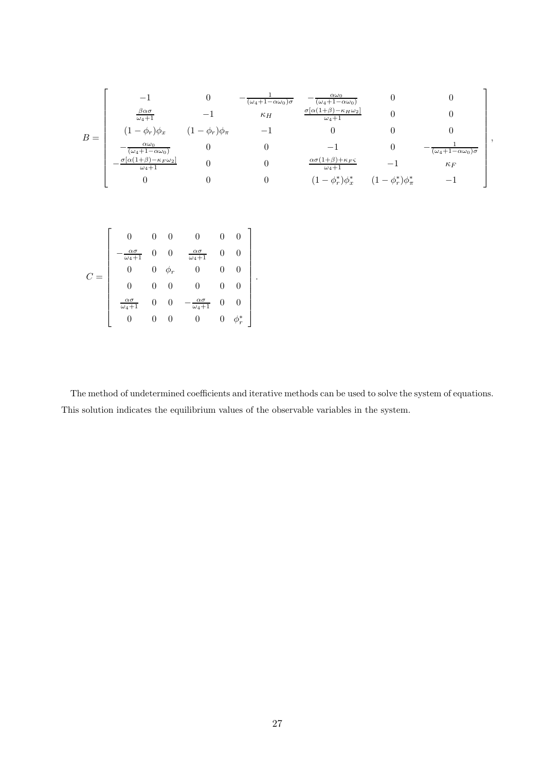$$
B = \begin{bmatrix}
-1 & 0 & -\frac{1}{(\omega_4+1-\alpha\omega_0)\sigma} & -\frac{\alpha\omega_0}{(\omega_4+1-\alpha\omega_0)} & 0 & 0 \\
\frac{\beta\alpha\sigma}{\omega_4+1} & -1 & \kappa_H & \frac{\sigma[\alpha(1+\beta)-\kappa_H\omega_2]}{\omega_4+1} & 0 & 0 \\
(1-\phi_r)\phi_x & (1-\phi_r)\phi_\pi & -1 & 0 & 0 & 0 \\
-\frac{\alpha\omega_0}{(\omega_4+1-\alpha\omega_0)} & 0 & 0 & -1 & 0 & -\frac{1}{(\omega_4+1-\alpha\omega_0)\sigma} \\
-\frac{\sigma[\alpha(1+\beta)-\kappa_F\omega_2]}{\omega_4+1} & 0 & 0 & \frac{\alpha\sigma(1+\beta)+\kappa_F\varsigma}{\omega_4+1} & -1 & \kappa_F \\
0 & 0 & 0 & (1-\phi_r^*)\phi_x^* & (1-\phi_r^*)\phi_\pi^* & -1
\end{bmatrix},
$$

$$
C = \begin{bmatrix}
0 & 0 & 0 & 0 & 0 & 0 \\
-\frac{\alpha\sigma}{\omega_4+1} & 0 & 0 & \frac{\alpha\sigma}{\omega_4+1} & 0 & 0 \\
0 & 0 & \phi_r & 0 & 0 & 0 \\
0 & 0 & 0 & 0 & 0 & 0 \\
\frac{\alpha\sigma}{\omega_4+1} & 0 & 0 & -\frac{\alpha\sigma}{\omega_4+1} & 0 & 0 \\
0 & 0 & 0 & 0 & 0 & \phi_r^*
\end{bmatrix}.
$$

The method of undetermined coefficients and iterative methods can be used to solve the system of equations. This solution indicates the equilibrium values of the observable variables in the system.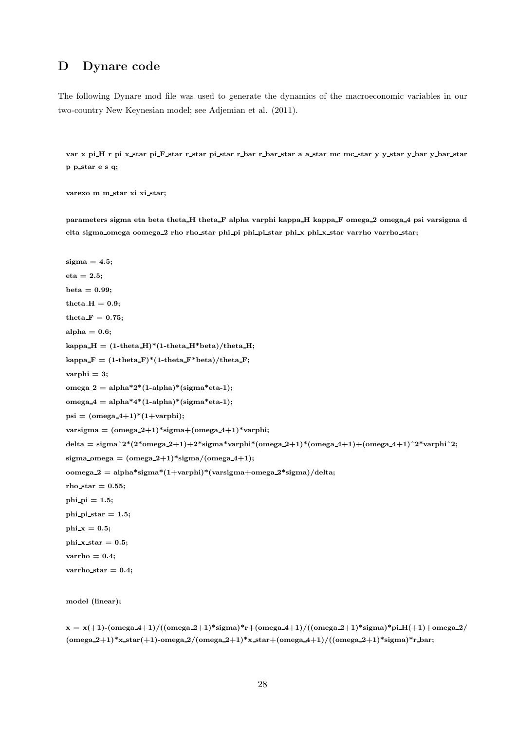# D Dynare code

The following Dynare mod file was used to generate the dynamics of the macroeconomic variables in our two-country New Keynesian model; see Adjemian et al. (2011).

```
var x pi_H r pi x_star pi_F_star r_star pi_star r_bar r_bar_star a a_star mc mc_star y y_star y_bar y_bar_star
p p_star e s q;

varexo m m_star xi xi_star;

parameters sigma eta beta theta_H theta_F alpha varphi kappa_H kappa_F omega_2 omega_4 psi varsigma d
elta sigma_omega oomega_2 rho rho_star phi_pi phi_pi_star phi_x phi_x_star varrho varrho_star;

sigma = 4.5;
eta = 2.5;
beta = 0.99;
theta_H = 0.9;
theta_F = 0.75;
alpha = 0.6;
kappa_H = (1-theta_H)*(1-theta_H*beta)/theta_H;
kappa_F = (1-theta_F)*(1-theta_F*beta)/theta_F;
varphi = 3;
omega_2 = alpha*2*(1-alpha)*(sigma*eta-1);
omega_4 = alpha*4*(1-alpha)*(sigma*eta-1);
psi = (omega_4+1)*(1+varphi);
varsigma = (omega_2+1)*sigma+(omega_4+1)*varphi;
delta = sigma^2*(2*omega_2+1)+2*sigma*varphi*(omega_2+1)*(omega_4+1)+(omega_4+1)^2*varphi^2;
sigma_omega = (omega_2+1)*sigma/(omega_4+1);
oomega_2 = alpha*sigma*(1+varphi)*(varsigma+omega_2*sigma)/delta;
rho_star = 0.55;
phi_pi = 1.5;
phi_pi_star = 1.5;
phi_x = 0.5;
phi_x_star = 0.5;
varrho = 0.4;
varrho_star = 0.4;

model (linear);

x = x(+1)-(omega_4+1)/((omega_2+1)*sigma)*r+(omega_4+1)/((omega_2+1)*sigma)*pi_H(+1)+omega_2/
(omega_2+1)*x_star(+1)-omega_2/(omega_2+1)*x_star+(omega_4+1)/((omega_2+1)*sigma)*r_bar;
```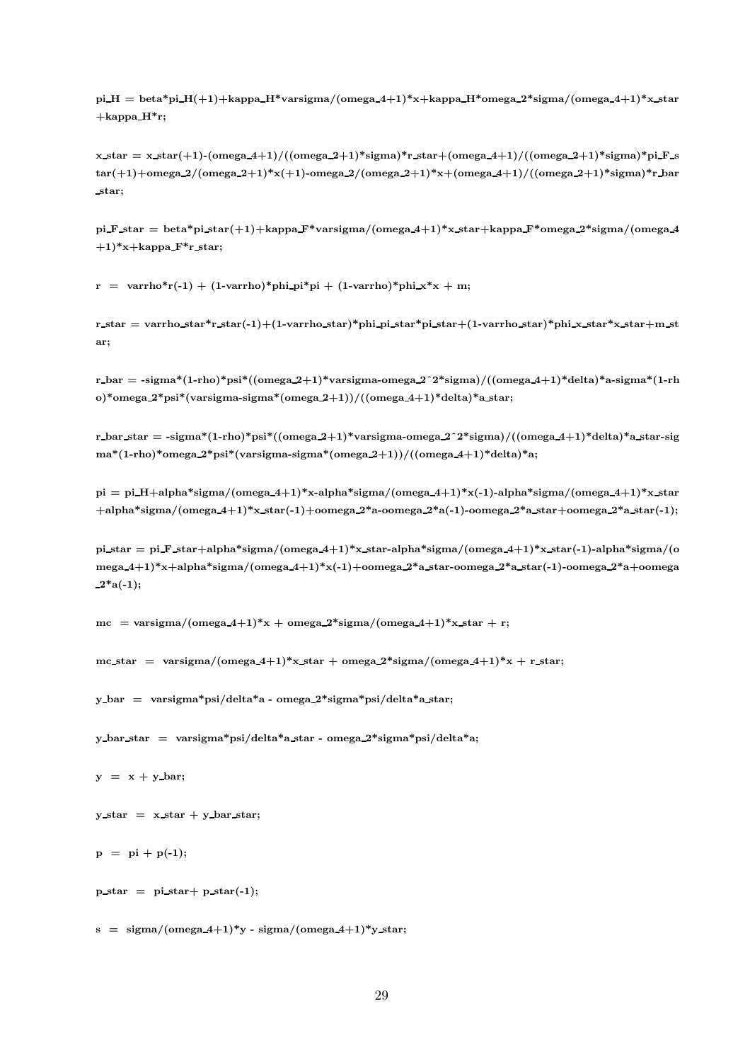```
pi_H = beta*pi_H(+1)+kappa_H*varsigma/(omega_4+1)*x+kappa_H*omega_2*sigma/(omega_4+1)*x_star
+kappa_H*r;

x_star = x_star(+1)-(omega_4+1)/((omega_2+1)*sigma)*r_star+(omega_4+1)/((omega_2+1)*sigma)*pi_F_s
tar(+1)+omega_2/(omega_2+1)*x(+1)-omega_2/(omega_2+1)*x+(omega_4+1)/((omega_2+1)*sigma)*r_bar
_star;

pi_F_star = beta*pi_star(+1)+kappa_F*varsigma/(omega_4+1)*x_star+kappa_F*omega_2*sigma/(omega_4
+1)*x+kappa_F*r_star;

r = varrho*r(-1) + (1-varrho)*phi_pi*pi + (1-varrho)*phi_x*x + m;

r_star = varrho_star*r_star(-1)+(1-varrho_star)*phi_pi_star*pi_star+(1-varrho_star)*phi_x_star*x_star+m_st
ar;

r_bar = -sigma*(1-rho)*psi*((omega_2+1)*varsigma-omega_2^2*sigma)/((omega_4+1)*delta)*a-sigma*(1-rh
o)*omega_2*psi*(varsigma-sigma*(omega_2+1))/((omega_4+1)*delta)*a_star;

r_bar_star = -sigma*(1-rho)*psi*((omega_2+1)*varsigma-omega_2^2*sigma)/((omega_4+1)*delta)*a_star-sig
ma*(1-rho)*omega_2*psi*(varsigma-sigma*(omega_2+1))/((omega_4+1)*delta)*a;

pi = pi_H+alpha*sigma/(omega_4+1)*x-alpha*sigma/(omega_4+1)*x(-1)-alpha*sigma/(omega_4+1)*x_star
+alpha*sigma/(omega_4+1)*x_star(-1)+oomega_2*a-oomega_2*a(-1)-oomega_2*a_star+oomega_2*a_star(-1);

pi_star = pi_F_star+alpha*sigma/(omega_4+1)*x_star-alpha*sigma/(omega_4+1)*x_star(-1)-alpha*sigma/(o
mega_4+1)*x+alpha*sigma/(omega_4+1)*x(-1)+oomega_2*a_star-oomega_2*a_star(-1)-oomega_2*a+oomega
_2*a(-1);

mc = varsigma/(omega_4+1)*x + omega_2*sigma/(omega_4+1)*x_star + r;

mc_star = varsigma/(omega_4+1)*x_star + omega_2*sigma/(omega_4+1)*x + r_star;

y_bar = varsigma*psi/delta*a - omega_2*sigma*psi/delta*a_star;

y_bar_star = varsigma*psi/delta*a_star - omega_2*sigma*psi/delta*a;

y = x + y_bar;

y_star = x_star + y_bar_star;

p = pi + p(-1);

p_star = pi_star+ p_star(-1);

s = sigma/(omega_4+1)*y - sigma/(omega_4+1)*y_star;
```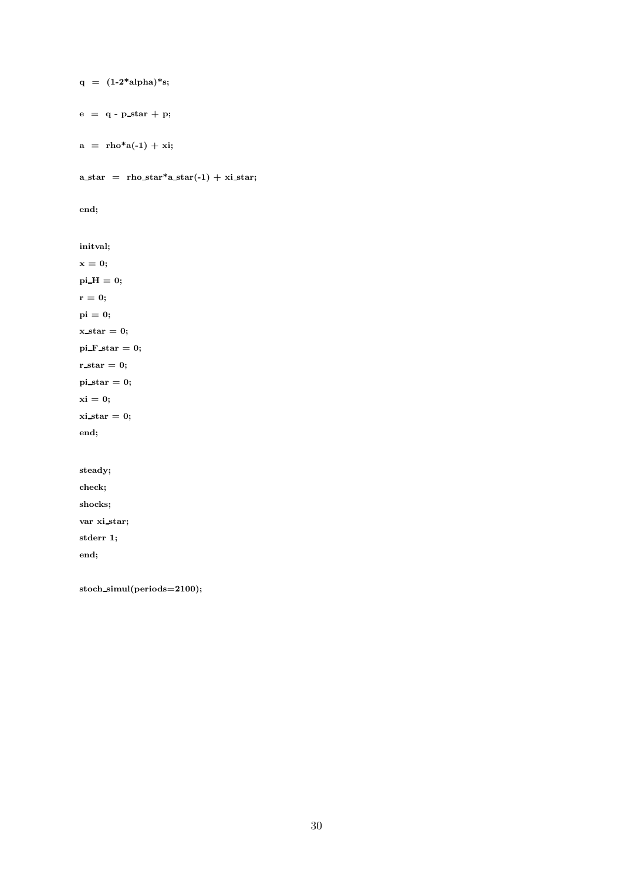```
q = (1-2*alpha)*s;

e = q - p_star + p;

a = rho*a(-1) + xi;

a_star = rho_star*a_star(-1) + xi_star;

end;


initval;
x = 0;
pi_H = 0;
r = 0;
pi = 0;
x_star = 0;
pi_F_star = 0;
r_star = 0;
pi_star = 0;
xi = 0;
xi_star = 0;
end;


steady;
check;
shocks;
var xi_star;
stderr 1;
end;

stoch_simul(periods=2100);
```